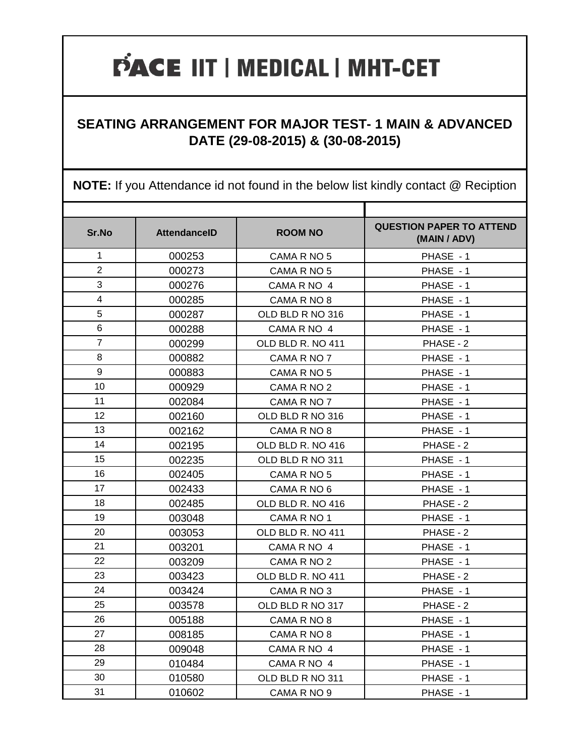# PACE IIT | MEDICAL | MHT-CET

## SEATING ARRANGEMENT FOR MAJOR TEST- 1 MAIN & ADVANCED DATE (29-08-2015) & (30-08-2015)

**NOTE:** If you Attendance id not found in the below list kindly contact @ Reciption

| Sr.No | AttendanceID | ROOM NO | QUESTION PAPER TO ATTEND (MAIN / ADV) |
|---|---|---|---|
| 1 | 000253 | CAMA R NO 5 | PHASE - 1 |
| 2 | 000273 | CAMA R NO 5 | PHASE - 1 |
| 3 | 000276 | CAMA R NO 4 | PHASE - 1 |
| 4 | 000285 | CAMA R NO 8 | PHASE - 1 |
| 5 | 000287 | OLD BLD R NO 316 | PHASE - 1 |
| 6 | 000288 | CAMA R NO 4 | PHASE - 1 |
| 7 | 000299 | OLD BLD R. NO 411 | PHASE - 2 |
| 8 | 000882 | CAMA R NO 7 | PHASE - 1 |
| 9 | 000883 | CAMA R NO 5 | PHASE - 1 |
| 10 | 000929 | CAMA R NO 2 | PHASE - 1 |
| 11 | 002084 | CAMA R NO 7 | PHASE - 1 |
| 12 | 002160 | OLD BLD R NO 316 | PHASE - 1 |
| 13 | 002162 | CAMA R NO 8 | PHASE - 1 |
| 14 | 002195 | OLD BLD R. NO 416 | PHASE - 2 |
| 15 | 002235 | OLD BLD R NO 311 | PHASE - 1 |
| 16 | 002405 | CAMA R NO 5 | PHASE - 1 |
| 17 | 002433 | CAMA R NO 6 | PHASE - 1 |
| 18 | 002485 | OLD BLD R. NO 416 | PHASE - 2 |
| 19 | 003048 | CAMA R NO 1 | PHASE - 1 |
| 20 | 003053 | OLD BLD R. NO 411 | PHASE - 2 |
| 21 | 003201 | CAMA R NO 4 | PHASE - 1 |
| 22 | 003209 | CAMA R NO 2 | PHASE - 1 |
| 23 | 003423 | OLD BLD R. NO 411 | PHASE - 2 |
| 24 | 003424 | CAMA R NO 3 | PHASE - 1 |
| 25 | 003578 | OLD BLD R NO 317 | PHASE - 2 |
| 26 | 005188 | CAMA R NO 8 | PHASE - 1 |
| 27 | 008185 | CAMA R NO 8 | PHASE - 1 |
| 28 | 009048 | CAMA R NO 4 | PHASE - 1 |
| 29 | 010484 | CAMA R NO 4 | PHASE - 1 |
| 30 | 010580 | OLD BLD R NO 311 | PHASE - 1 |
| 31 | 010602 | CAMA R NO 9 | PHASE - 1 |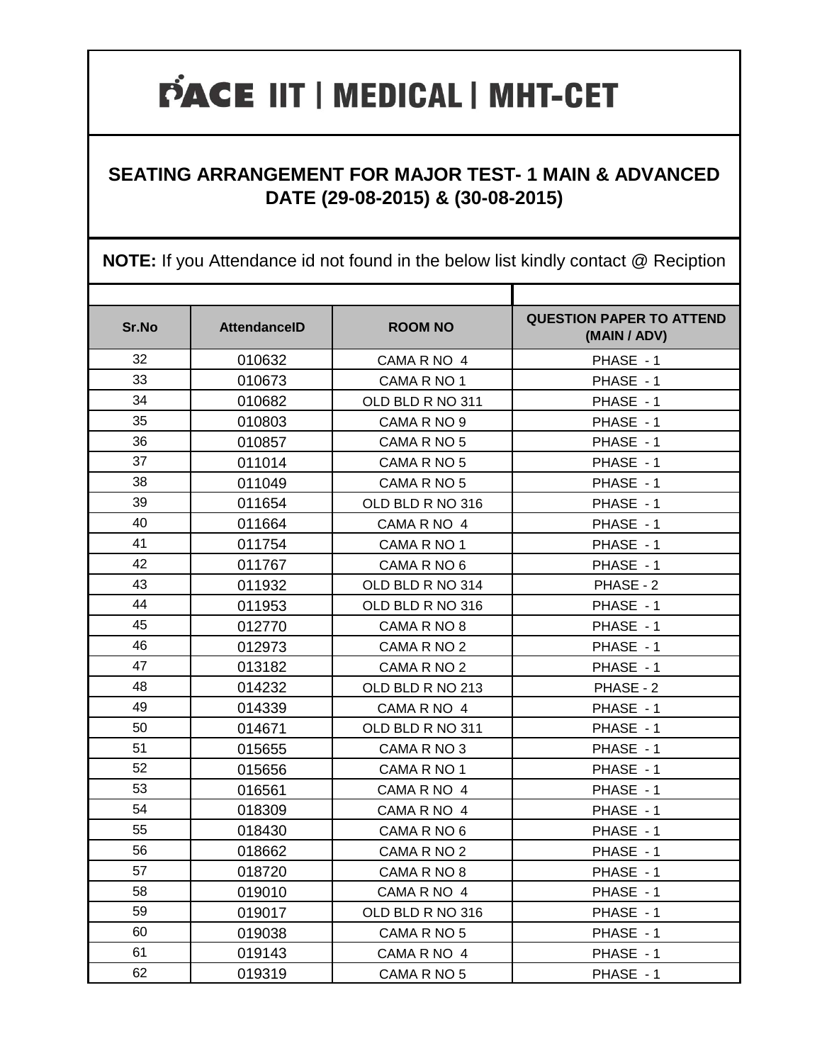# PACE IIT | MEDICAL | MHT-CET

## SEATING ARRANGEMENT FOR MAJOR TEST- 1 MAIN & ADVANCED DATE (29-08-2015) & (30-08-2015)

**NOTE:** If you Attendance id not found in the below list kindly contact @ Reciption

| Sr.No | AttendanceID | ROOM NO | QUESTION PAPER TO ATTEND (MAIN / ADV) |
|---|---|---|---|
| 32 | 010632 | CAMA R NO 4 | PHASE - 1 |
| 33 | 010673 | CAMA R NO 1 | PHASE - 1 |
| 34 | 010682 | OLD BLD R NO 311 | PHASE - 1 |
| 35 | 010803 | CAMA R NO 9 | PHASE - 1 |
| 36 | 010857 | CAMA R NO 5 | PHASE - 1 |
| 37 | 011014 | CAMA R NO 5 | PHASE - 1 |
| 38 | 011049 | CAMA R NO 5 | PHASE - 1 |
| 39 | 011654 | OLD BLD R NO 316 | PHASE - 1 |
| 40 | 011664 | CAMA R NO 4 | PHASE - 1 |
| 41 | 011754 | CAMA R NO 1 | PHASE - 1 |
| 42 | 011767 | CAMA R NO 6 | PHASE - 1 |
| 43 | 011932 | OLD BLD R NO 314 | PHASE - 2 |
| 44 | 011953 | OLD BLD R NO 316 | PHASE - 1 |
| 45 | 012770 | CAMA R NO 8 | PHASE - 1 |
| 46 | 012973 | CAMA R NO 2 | PHASE - 1 |
| 47 | 013182 | CAMA R NO 2 | PHASE - 1 |
| 48 | 014232 | OLD BLD R NO 213 | PHASE - 2 |
| 49 | 014339 | CAMA R NO 4 | PHASE - 1 |
| 50 | 014671 | OLD BLD R NO 311 | PHASE - 1 |
| 51 | 015655 | CAMA R NO 3 | PHASE - 1 |
| 52 | 015656 | CAMA R NO 1 | PHASE - 1 |
| 53 | 016561 | CAMA R NO 4 | PHASE - 1 |
| 54 | 018309 | CAMA R NO 4 | PHASE - 1 |
| 55 | 018430 | CAMA R NO 6 | PHASE - 1 |
| 56 | 018662 | CAMA R NO 2 | PHASE - 1 |
| 57 | 018720 | CAMA R NO 8 | PHASE - 1 |
| 58 | 019010 | CAMA R NO 4 | PHASE - 1 |
| 59 | 019017 | OLD BLD R NO 316 | PHASE - 1 |
| 60 | 019038 | CAMA R NO 5 | PHASE - 1 |
| 61 | 019143 | CAMA R NO 4 | PHASE - 1 |
| 62 | 019319 | CAMA R NO 5 | PHASE - 1 |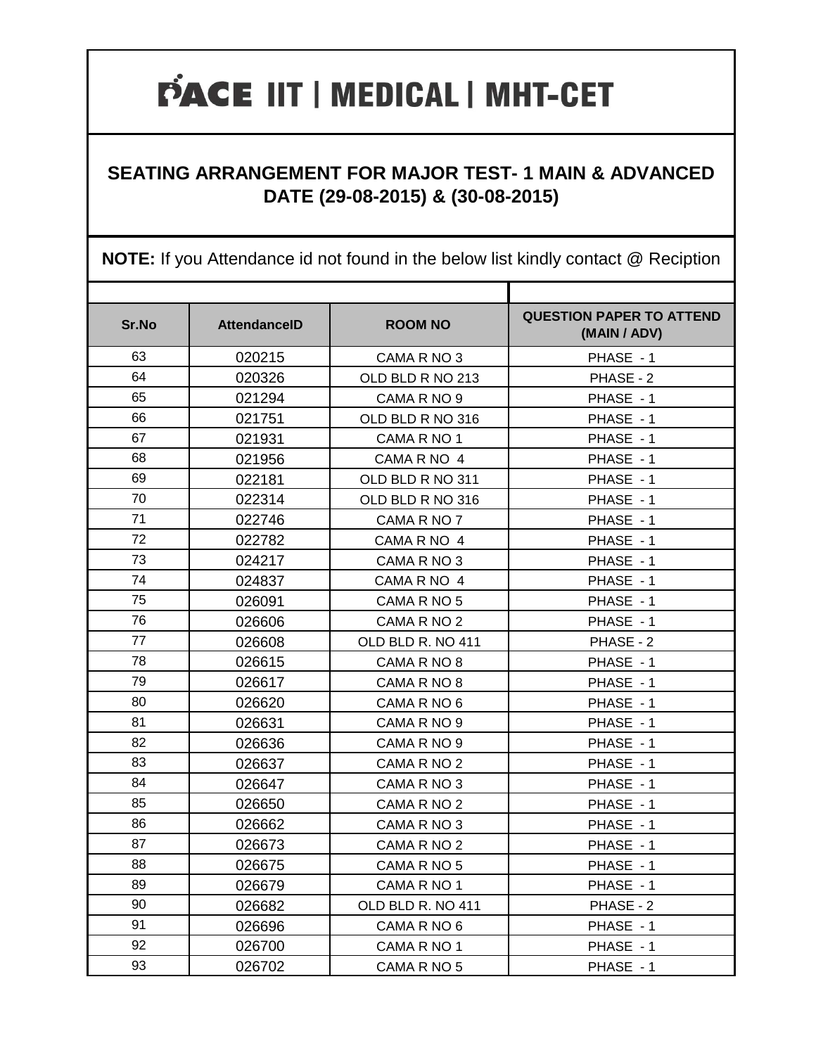# PACE IIT | MEDICAL | MHT-CET

## SEATING ARRANGEMENT FOR MAJOR TEST- 1 MAIN & ADVANCED DATE (29-08-2015) & (30-08-2015)

**NOTE:** If you Attendance id not found in the below list kindly contact @ Reciption

| Sr.No | AttendanceID | ROOM NO | QUESTION PAPER TO ATTEND (MAIN / ADV) |
|---|---|---|---|
| 63 | 020215 | CAMA R NO 3 | PHASE - 1 |
| 64 | 020326 | OLD BLD R NO 213 | PHASE - 2 |
| 65 | 021294 | CAMA R NO 9 | PHASE - 1 |
| 66 | 021751 | OLD BLD R NO 316 | PHASE - 1 |
| 67 | 021931 | CAMA R NO 1 | PHASE - 1 |
| 68 | 021956 | CAMA R NO 4 | PHASE - 1 |
| 69 | 022181 | OLD BLD R NO 311 | PHASE - 1 |
| 70 | 022314 | OLD BLD R NO 316 | PHASE - 1 |
| 71 | 022746 | CAMA R NO 7 | PHASE - 1 |
| 72 | 022782 | CAMA R NO 4 | PHASE - 1 |
| 73 | 024217 | CAMA R NO 3 | PHASE - 1 |
| 74 | 024837 | CAMA R NO 4 | PHASE - 1 |
| 75 | 026091 | CAMA R NO 5 | PHASE - 1 |
| 76 | 026606 | CAMA R NO 2 | PHASE - 1 |
| 77 | 026608 | OLD BLD R. NO 411 | PHASE - 2 |
| 78 | 026615 | CAMA R NO 8 | PHASE - 1 |
| 79 | 026617 | CAMA R NO 8 | PHASE - 1 |
| 80 | 026620 | CAMA R NO 6 | PHASE - 1 |
| 81 | 026631 | CAMA R NO 9 | PHASE - 1 |
| 82 | 026636 | CAMA R NO 9 | PHASE - 1 |
| 83 | 026637 | CAMA R NO 2 | PHASE - 1 |
| 84 | 026647 | CAMA R NO 3 | PHASE - 1 |
| 85 | 026650 | CAMA R NO 2 | PHASE - 1 |
| 86 | 026662 | CAMA R NO 3 | PHASE - 1 |
| 87 | 026673 | CAMA R NO 2 | PHASE - 1 |
| 88 | 026675 | CAMA R NO 5 | PHASE - 1 |
| 89 | 026679 | CAMA R NO 1 | PHASE - 1 |
| 90 | 026682 | OLD BLD R. NO 411 | PHASE - 2 |
| 91 | 026696 | CAMA R NO 6 | PHASE - 1 |
| 92 | 026700 | CAMA R NO 1 | PHASE - 1 |
| 93 | 026702 | CAMA R NO 5 | PHASE - 1 |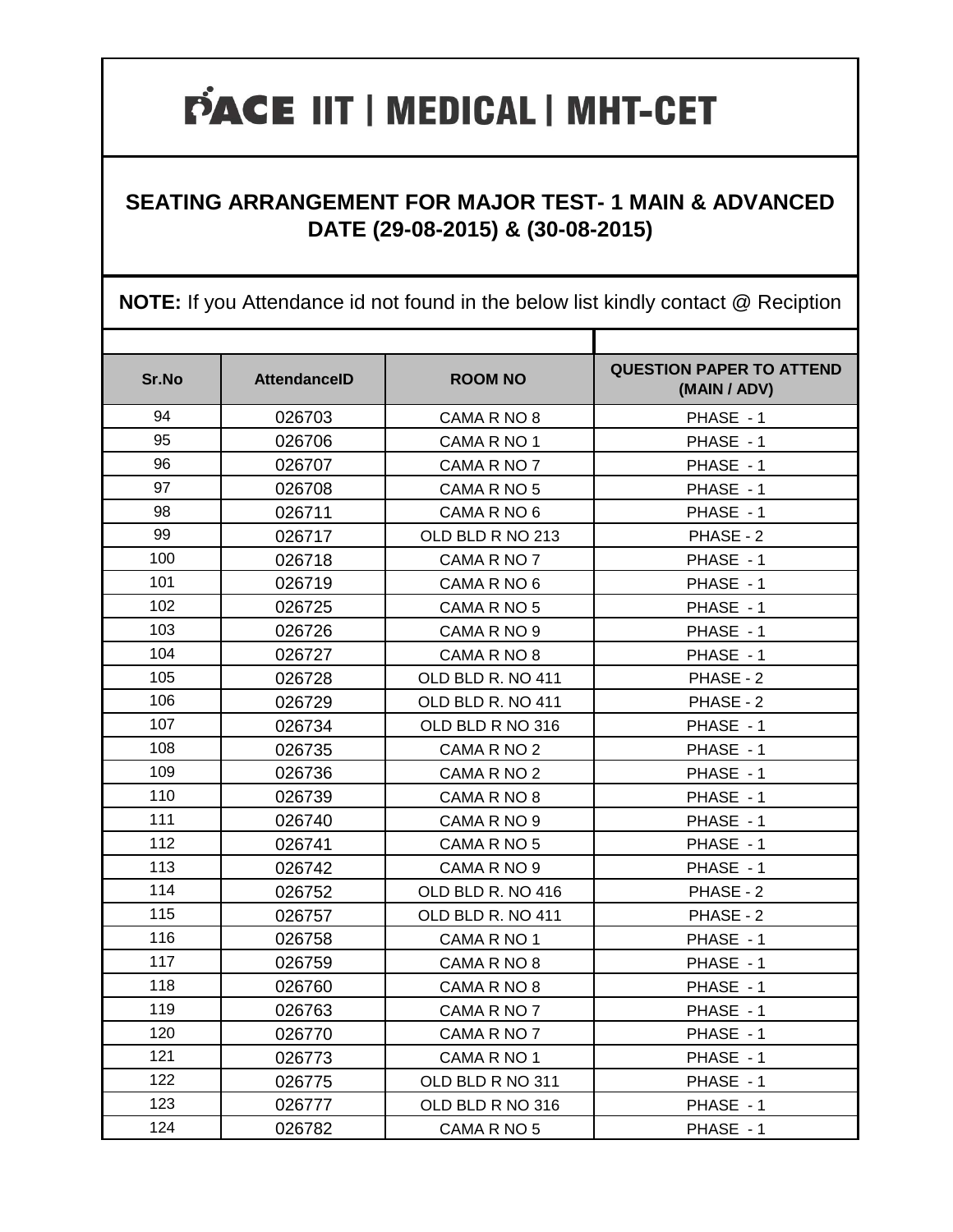# PACE IIT | MEDICAL | MHT-CET

## SEATING ARRANGEMENT FOR MAJOR TEST- 1 MAIN & ADVANCED DATE (29-08-2015) & (30-08-2015)

**NOTE:** If you Attendance id not found in the below list kindly contact @ Reciption

| Sr.No | AttendanceID | ROOM NO | QUESTION PAPER TO ATTEND (MAIN / ADV) |
|---|---|---|---|
| 94 | 026703 | CAMA R NO 8 | PHASE - 1 |
| 95 | 026706 | CAMA R NO 1 | PHASE - 1 |
| 96 | 026707 | CAMA R NO 7 | PHASE - 1 |
| 97 | 026708 | CAMA R NO 5 | PHASE - 1 |
| 98 | 026711 | CAMA R NO 6 | PHASE - 1 |
| 99 | 026717 | OLD BLD R NO 213 | PHASE - 2 |
| 100 | 026718 | CAMA R NO 7 | PHASE - 1 |
| 101 | 026719 | CAMA R NO 6 | PHASE - 1 |
| 102 | 026725 | CAMA R NO 5 | PHASE - 1 |
| 103 | 026726 | CAMA R NO 9 | PHASE - 1 |
| 104 | 026727 | CAMA R NO 8 | PHASE - 1 |
| 105 | 026728 | OLD BLD R. NO 411 | PHASE - 2 |
| 106 | 026729 | OLD BLD R. NO 411 | PHASE - 2 |
| 107 | 026734 | OLD BLD R NO 316 | PHASE - 1 |
| 108 | 026735 | CAMA R NO 2 | PHASE - 1 |
| 109 | 026736 | CAMA R NO 2 | PHASE - 1 |
| 110 | 026739 | CAMA R NO 8 | PHASE - 1 |
| 111 | 026740 | CAMA R NO 9 | PHASE - 1 |
| 112 | 026741 | CAMA R NO 5 | PHASE - 1 |
| 113 | 026742 | CAMA R NO 9 | PHASE - 1 |
| 114 | 026752 | OLD BLD R. NO 416 | PHASE - 2 |
| 115 | 026757 | OLD BLD R. NO 411 | PHASE - 2 |
| 116 | 026758 | CAMA R NO 1 | PHASE - 1 |
| 117 | 026759 | CAMA R NO 8 | PHASE - 1 |
| 118 | 026760 | CAMA R NO 8 | PHASE - 1 |
| 119 | 026763 | CAMA R NO 7 | PHASE - 1 |
| 120 | 026770 | CAMA R NO 7 | PHASE - 1 |
| 121 | 026773 | CAMA R NO 1 | PHASE - 1 |
| 122 | 026775 | OLD BLD R NO 311 | PHASE - 1 |
| 123 | 026777 | OLD BLD R NO 316 | PHASE - 1 |
| 124 | 026782 | CAMA R NO 5 | PHASE - 1 |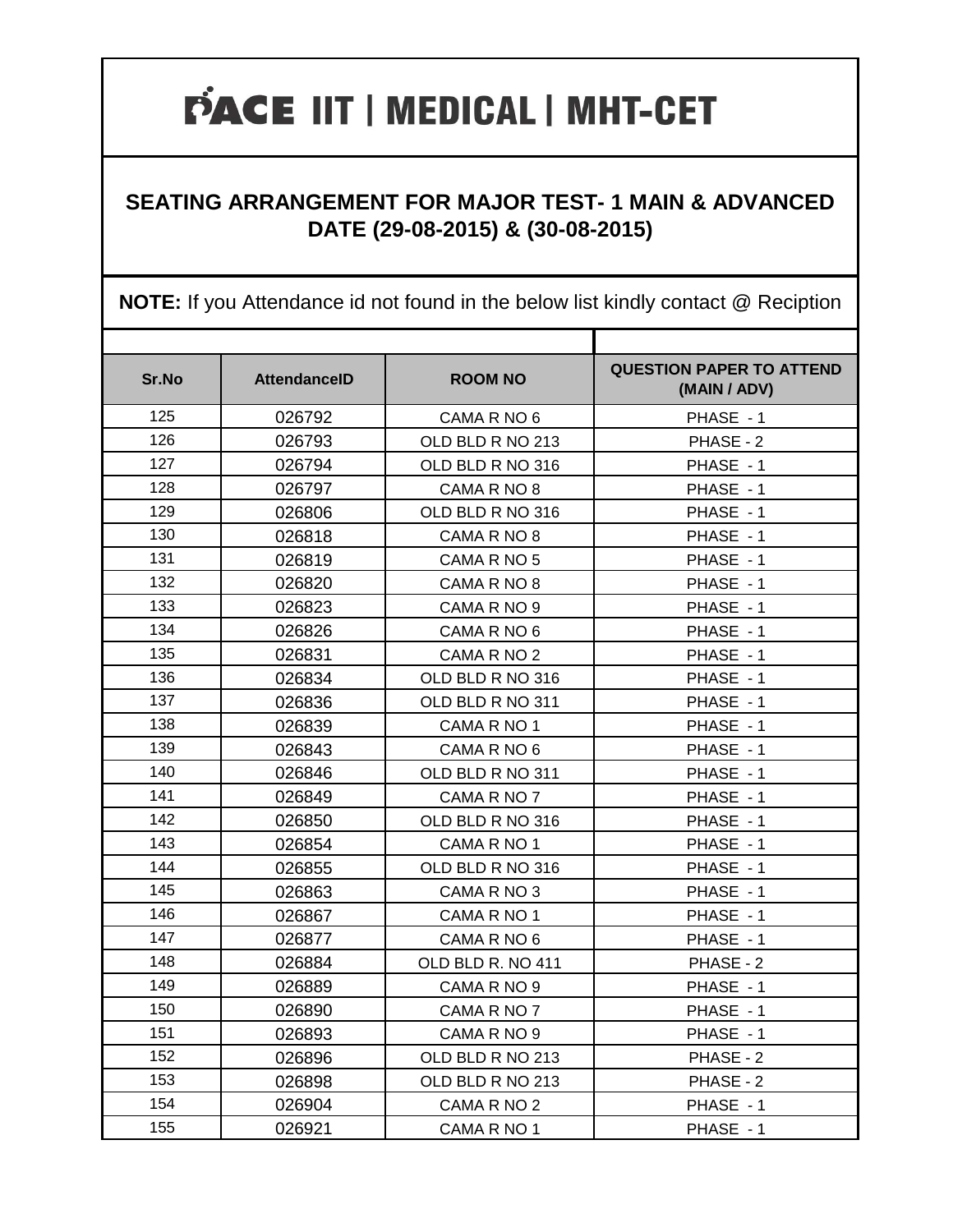# PACE IIT | MEDICAL | MHT-CET

## SEATING ARRANGEMENT FOR MAJOR TEST- 1 MAIN & ADVANCED DATE (29-08-2015) & (30-08-2015)

**NOTE:** If you Attendance id not found in the below list kindly contact @ Reciption

| Sr.No | AttendanceID | ROOM NO | QUESTION PAPER TO ATTEND (MAIN / ADV) |
|---|---|---|---|
| 125 | 026792 | CAMA R NO 6 | PHASE - 1 |
| 126 | 026793 | OLD BLD R NO 213 | PHASE - 2 |
| 127 | 026794 | OLD BLD R NO 316 | PHASE - 1 |
| 128 | 026797 | CAMA R NO 8 | PHASE - 1 |
| 129 | 026806 | OLD BLD R NO 316 | PHASE - 1 |
| 130 | 026818 | CAMA R NO 8 | PHASE - 1 |
| 131 | 026819 | CAMA R NO 5 | PHASE - 1 |
| 132 | 026820 | CAMA R NO 8 | PHASE - 1 |
| 133 | 026823 | CAMA R NO 9 | PHASE - 1 |
| 134 | 026826 | CAMA R NO 6 | PHASE - 1 |
| 135 | 026831 | CAMA R NO 2 | PHASE - 1 |
| 136 | 026834 | OLD BLD R NO 316 | PHASE - 1 |
| 137 | 026836 | OLD BLD R NO 311 | PHASE - 1 |
| 138 | 026839 | CAMA R NO 1 | PHASE - 1 |
| 139 | 026843 | CAMA R NO 6 | PHASE - 1 |
| 140 | 026846 | OLD BLD R NO 311 | PHASE - 1 |
| 141 | 026849 | CAMA R NO 7 | PHASE - 1 |
| 142 | 026850 | OLD BLD R NO 316 | PHASE - 1 |
| 143 | 026854 | CAMA R NO 1 | PHASE - 1 |
| 144 | 026855 | OLD BLD R NO 316 | PHASE - 1 |
| 145 | 026863 | CAMA R NO 3 | PHASE - 1 |
| 146 | 026867 | CAMA R NO 1 | PHASE - 1 |
| 147 | 026877 | CAMA R NO 6 | PHASE - 1 |
| 148 | 026884 | OLD BLD R. NO 411 | PHASE - 2 |
| 149 | 026889 | CAMA R NO 9 | PHASE - 1 |
| 150 | 026890 | CAMA R NO 7 | PHASE - 1 |
| 151 | 026893 | CAMA R NO 9 | PHASE - 1 |
| 152 | 026896 | OLD BLD R NO 213 | PHASE - 2 |
| 153 | 026898 | OLD BLD R NO 213 | PHASE - 2 |
| 154 | 026904 | CAMA R NO 2 | PHASE - 1 |
| 155 | 026921 | CAMA R NO 1 | PHASE - 1 |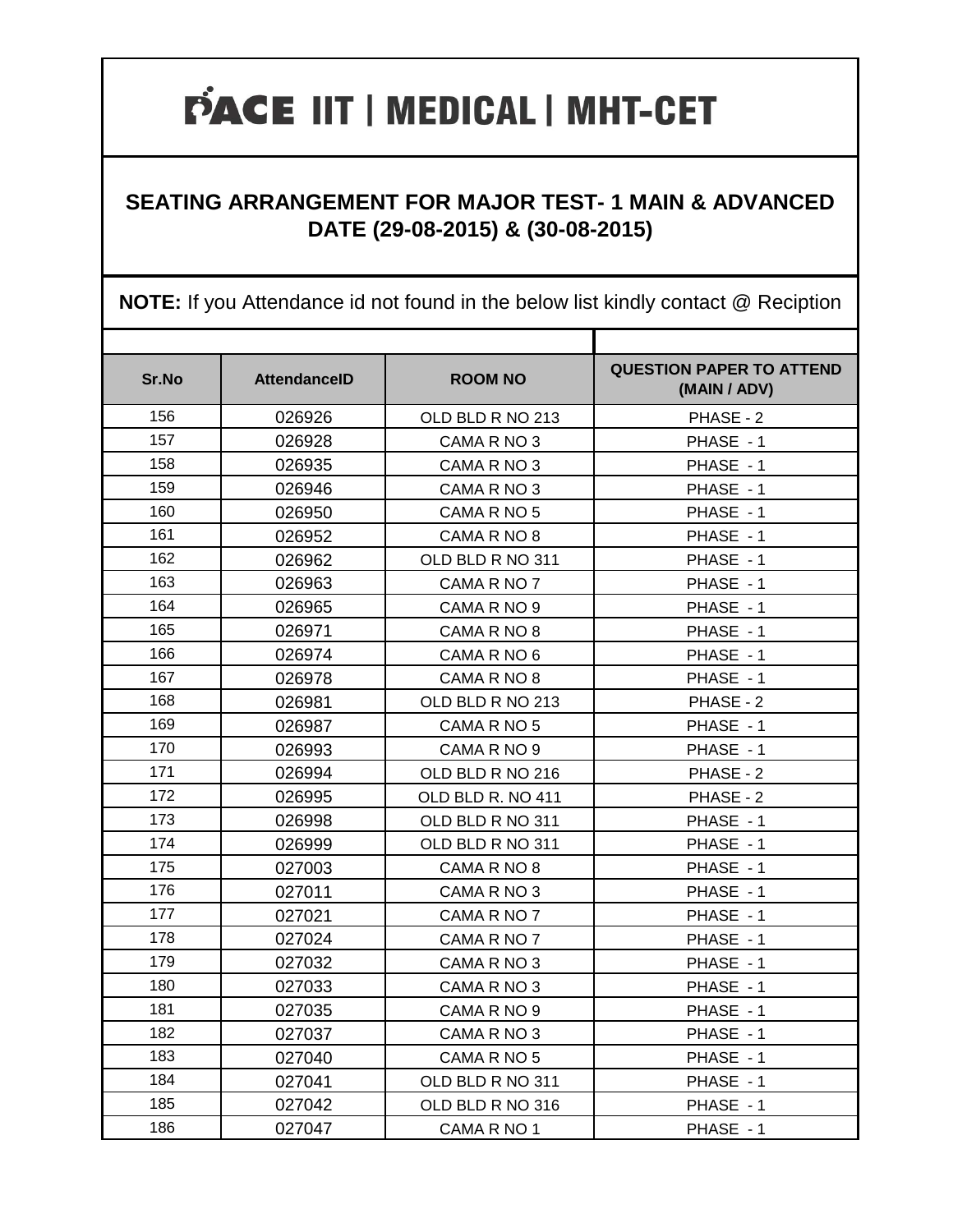# PACE IIT | MEDICAL | MHT-CET

## SEATING ARRANGEMENT FOR MAJOR TEST- 1 MAIN & ADVANCED DATE (29-08-2015) & (30-08-2015)

**NOTE:** If you Attendance id not found in the below list kindly contact @ Reciption

| Sr.No | AttendanceID | ROOM NO | QUESTION PAPER TO ATTEND (MAIN / ADV) |
|---|---|---|---|
| 156 | 026926 | OLD BLD R NO 213 | PHASE - 2 |
| 157 | 026928 | CAMA R NO 3 | PHASE - 1 |
| 158 | 026935 | CAMA R NO 3 | PHASE - 1 |
| 159 | 026946 | CAMA R NO 3 | PHASE - 1 |
| 160 | 026950 | CAMA R NO 5 | PHASE - 1 |
| 161 | 026952 | CAMA R NO 8 | PHASE - 1 |
| 162 | 026962 | OLD BLD R NO 311 | PHASE - 1 |
| 163 | 026963 | CAMA R NO 7 | PHASE - 1 |
| 164 | 026965 | CAMA R NO 9 | PHASE - 1 |
| 165 | 026971 | CAMA R NO 8 | PHASE - 1 |
| 166 | 026974 | CAMA R NO 6 | PHASE - 1 |
| 167 | 026978 | CAMA R NO 8 | PHASE - 1 |
| 168 | 026981 | OLD BLD R NO 213 | PHASE - 2 |
| 169 | 026987 | CAMA R NO 5 | PHASE - 1 |
| 170 | 026993 | CAMA R NO 9 | PHASE - 1 |
| 171 | 026994 | OLD BLD R NO 216 | PHASE - 2 |
| 172 | 026995 | OLD BLD R. NO 411 | PHASE - 2 |
| 173 | 026998 | OLD BLD R NO 311 | PHASE - 1 |
| 174 | 026999 | OLD BLD R NO 311 | PHASE - 1 |
| 175 | 027003 | CAMA R NO 8 | PHASE - 1 |
| 176 | 027011 | CAMA R NO 3 | PHASE - 1 |
| 177 | 027021 | CAMA R NO 7 | PHASE - 1 |
| 178 | 027024 | CAMA R NO 7 | PHASE - 1 |
| 179 | 027032 | CAMA R NO 3 | PHASE - 1 |
| 180 | 027033 | CAMA R NO 3 | PHASE - 1 |
| 181 | 027035 | CAMA R NO 9 | PHASE - 1 |
| 182 | 027037 | CAMA R NO 3 | PHASE - 1 |
| 183 | 027040 | CAMA R NO 5 | PHASE - 1 |
| 184 | 027041 | OLD BLD R NO 311 | PHASE - 1 |
| 185 | 027042 | OLD BLD R NO 316 | PHASE - 1 |
| 186 | 027047 | CAMA R NO 1 | PHASE - 1 |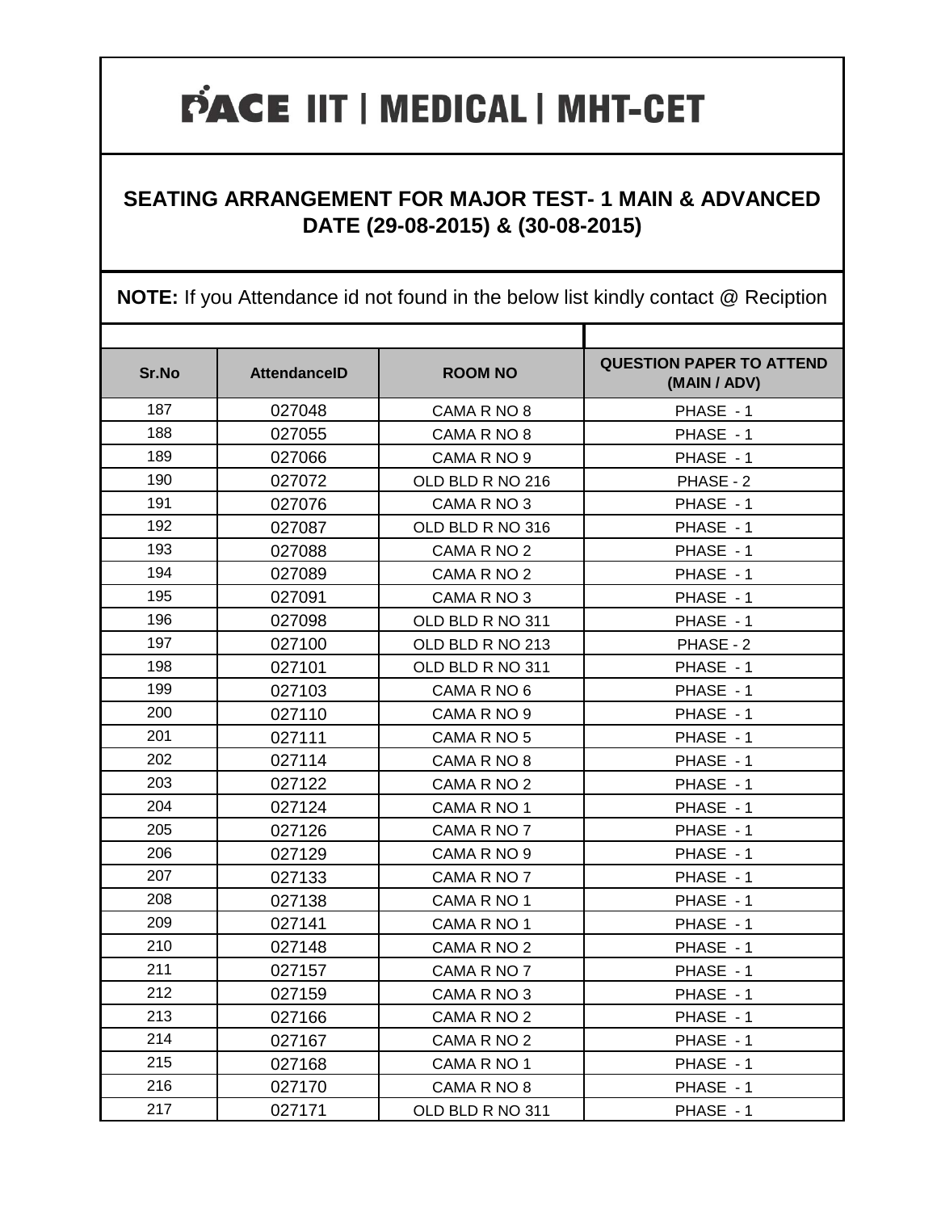# PACE IIT | MEDICAL | MHT-CET

## SEATING ARRANGEMENT FOR MAJOR TEST- 1 MAIN & ADVANCED DATE (29-08-2015) & (30-08-2015)

**NOTE:** If you Attendance id not found in the below list kindly contact @ Reciption

| Sr.No | AttendanceID | ROOM NO | QUESTION PAPER TO ATTEND (MAIN / ADV) |
|---|---|---|---|
| 187 | 027048 | CAMA R NO 8 | PHASE - 1 |
| 188 | 027055 | CAMA R NO 8 | PHASE - 1 |
| 189 | 027066 | CAMA R NO 9 | PHASE - 1 |
| 190 | 027072 | OLD BLD R NO 216 | PHASE - 2 |
| 191 | 027076 | CAMA R NO 3 | PHASE - 1 |
| 192 | 027087 | OLD BLD R NO 316 | PHASE - 1 |
| 193 | 027088 | CAMA R NO 2 | PHASE - 1 |
| 194 | 027089 | CAMA R NO 2 | PHASE - 1 |
| 195 | 027091 | CAMA R NO 3 | PHASE - 1 |
| 196 | 027098 | OLD BLD R NO 311 | PHASE - 1 |
| 197 | 027100 | OLD BLD R NO 213 | PHASE - 2 |
| 198 | 027101 | OLD BLD R NO 311 | PHASE - 1 |
| 199 | 027103 | CAMA R NO 6 | PHASE - 1 |
| 200 | 027110 | CAMA R NO 9 | PHASE - 1 |
| 201 | 027111 | CAMA R NO 5 | PHASE - 1 |
| 202 | 027114 | CAMA R NO 8 | PHASE - 1 |
| 203 | 027122 | CAMA R NO 2 | PHASE - 1 |
| 204 | 027124 | CAMA R NO 1 | PHASE - 1 |
| 205 | 027126 | CAMA R NO 7 | PHASE - 1 |
| 206 | 027129 | CAMA R NO 9 | PHASE - 1 |
| 207 | 027133 | CAMA R NO 7 | PHASE - 1 |
| 208 | 027138 | CAMA R NO 1 | PHASE - 1 |
| 209 | 027141 | CAMA R NO 1 | PHASE - 1 |
| 210 | 027148 | CAMA R NO 2 | PHASE - 1 |
| 211 | 027157 | CAMA R NO 7 | PHASE - 1 |
| 212 | 027159 | CAMA R NO 3 | PHASE - 1 |
| 213 | 027166 | CAMA R NO 2 | PHASE - 1 |
| 214 | 027167 | CAMA R NO 2 | PHASE - 1 |
| 215 | 027168 | CAMA R NO 1 | PHASE - 1 |
| 216 | 027170 | CAMA R NO 8 | PHASE - 1 |
| 217 | 027171 | OLD BLD R NO 311 | PHASE - 1 |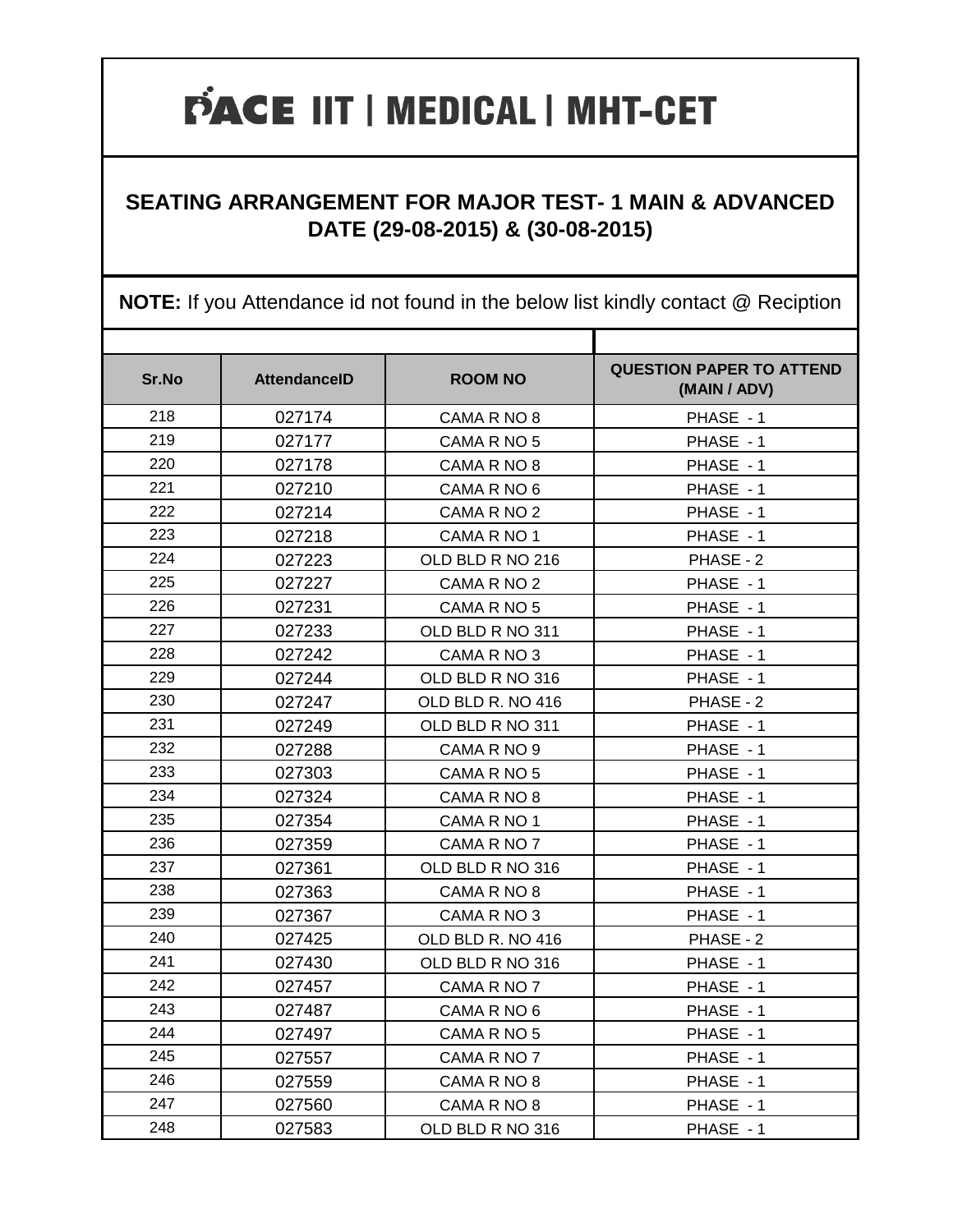# PACE IIT | MEDICAL | MHT-CET

## SEATING ARRANGEMENT FOR MAJOR TEST- 1 MAIN & ADVANCED DATE (29-08-2015) & (30-08-2015)

**NOTE:** If you Attendance id not found in the below list kindly contact @ Reciption

| Sr.No | AttendanceID | ROOM NO | QUESTION PAPER TO ATTEND (MAIN / ADV) |
|---|---|---|---|
| 218 | 027174 | CAMA R NO 8 | PHASE - 1 |
| 219 | 027177 | CAMA R NO 5 | PHASE - 1 |
| 220 | 027178 | CAMA R NO 8 | PHASE - 1 |
| 221 | 027210 | CAMA R NO 6 | PHASE - 1 |
| 222 | 027214 | CAMA R NO 2 | PHASE - 1 |
| 223 | 027218 | CAMA R NO 1 | PHASE - 1 |
| 224 | 027223 | OLD BLD R NO 216 | PHASE - 2 |
| 225 | 027227 | CAMA R NO 2 | PHASE - 1 |
| 226 | 027231 | CAMA R NO 5 | PHASE - 1 |
| 227 | 027233 | OLD BLD R NO 311 | PHASE - 1 |
| 228 | 027242 | CAMA R NO 3 | PHASE - 1 |
| 229 | 027244 | OLD BLD R NO 316 | PHASE - 1 |
| 230 | 027247 | OLD BLD R. NO 416 | PHASE - 2 |
| 231 | 027249 | OLD BLD R NO 311 | PHASE - 1 |
| 232 | 027288 | CAMA R NO 9 | PHASE - 1 |
| 233 | 027303 | CAMA R NO 5 | PHASE - 1 |
| 234 | 027324 | CAMA R NO 8 | PHASE - 1 |
| 235 | 027354 | CAMA R NO 1 | PHASE - 1 |
| 236 | 027359 | CAMA R NO 7 | PHASE - 1 |
| 237 | 027361 | OLD BLD R NO 316 | PHASE - 1 |
| 238 | 027363 | CAMA R NO 8 | PHASE - 1 |
| 239 | 027367 | CAMA R NO 3 | PHASE - 1 |
| 240 | 027425 | OLD BLD R. NO 416 | PHASE - 2 |
| 241 | 027430 | OLD BLD R NO 316 | PHASE - 1 |
| 242 | 027457 | CAMA R NO 7 | PHASE - 1 |
| 243 | 027487 | CAMA R NO 6 | PHASE - 1 |
| 244 | 027497 | CAMA R NO 5 | PHASE - 1 |
| 245 | 027557 | CAMA R NO 7 | PHASE - 1 |
| 246 | 027559 | CAMA R NO 8 | PHASE - 1 |
| 247 | 027560 | CAMA R NO 8 | PHASE - 1 |
| 248 | 027583 | OLD BLD R NO 316 | PHASE - 1 |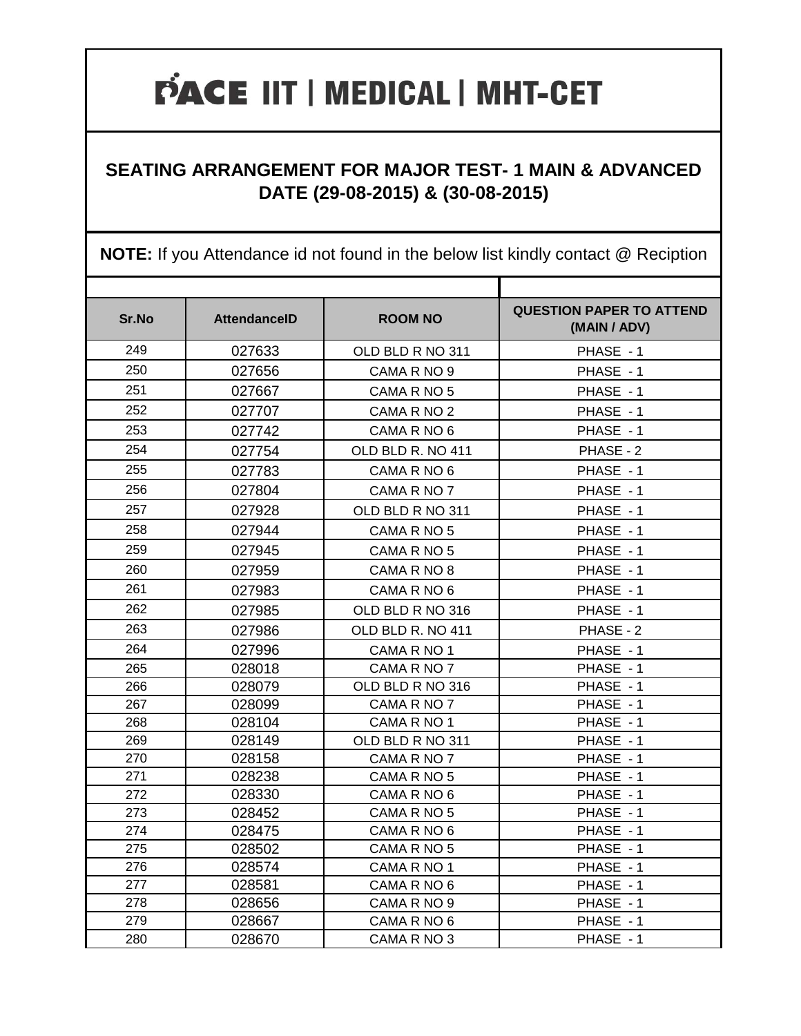# PACE IIT | MEDICAL | MHT-CET

## SEATING ARRANGEMENT FOR MAJOR TEST- 1 MAIN & ADVANCED DATE (29-08-2015) & (30-08-2015)

**NOTE:** If you Attendance id not found in the below list kindly contact @ Reciption

| Sr.No | AttendanceID | ROOM NO | QUESTION PAPER TO ATTEND (MAIN / ADV) |
|---|---|---|---|
| 249 | 027633 | OLD BLD R NO 311 | PHASE - 1 |
| 250 | 027656 | CAMA R NO 9 | PHASE - 1 |
| 251 | 027667 | CAMA R NO 5 | PHASE - 1 |
| 252 | 027707 | CAMA R NO 2 | PHASE - 1 |
| 253 | 027742 | CAMA R NO 6 | PHASE - 1 |
| 254 | 027754 | OLD BLD R. NO 411 | PHASE - 2 |
| 255 | 027783 | CAMA R NO 6 | PHASE - 1 |
| 256 | 027804 | CAMA R NO 7 | PHASE - 1 |
| 257 | 027928 | OLD BLD R NO 311 | PHASE - 1 |
| 258 | 027944 | CAMA R NO 5 | PHASE - 1 |
| 259 | 027945 | CAMA R NO 5 | PHASE - 1 |
| 260 | 027959 | CAMA R NO 8 | PHASE - 1 |
| 261 | 027983 | CAMA R NO 6 | PHASE - 1 |
| 262 | 027985 | OLD BLD R NO 316 | PHASE - 1 |
| 263 | 027986 | OLD BLD R. NO 411 | PHASE - 2 |
| 264 | 027996 | CAMA R NO 1 | PHASE - 1 |
| 265 | 028018 | CAMA R NO 7 | PHASE - 1 |
| 266 | 028079 | OLD BLD R NO 316 | PHASE - 1 |
| 267 | 028099 | CAMA R NO 7 | PHASE - 1 |
| 268 | 028104 | CAMA R NO 1 | PHASE - 1 |
| 269 | 028149 | OLD BLD R NO 311 | PHASE - 1 |
| 270 | 028158 | CAMA R NO 7 | PHASE - 1 |
| 271 | 028238 | CAMA R NO 5 | PHASE - 1 |
| 272 | 028330 | CAMA R NO 6 | PHASE - 1 |
| 273 | 028452 | CAMA R NO 5 | PHASE - 1 |
| 274 | 028475 | CAMA R NO 6 | PHASE - 1 |
| 275 | 028502 | CAMA R NO 5 | PHASE - 1 |
| 276 | 028574 | CAMA R NO 1 | PHASE - 1 |
| 277 | 028581 | CAMA R NO 6 | PHASE - 1 |
| 278 | 028656 | CAMA R NO 9 | PHASE - 1 |
| 279 | 028667 | CAMA R NO 6 | PHASE - 1 |
| 280 | 028670 | CAMA R NO 3 | PHASE - 1 |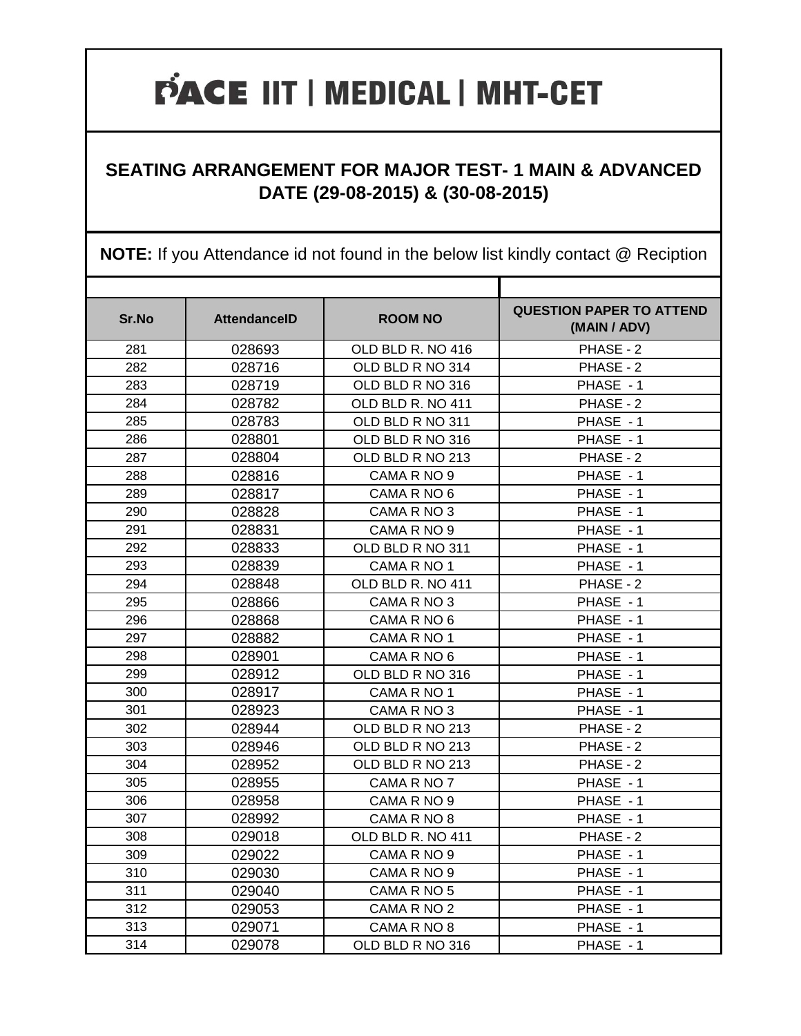# PACE IIT | MEDICAL | MHT-CET

## SEATING ARRANGEMENT FOR MAJOR TEST- 1 MAIN & ADVANCED DATE (29-08-2015) & (30-08-2015)

**NOTE:** If you Attendance id not found in the below list kindly contact @ Reciption

| Sr.No | AttendanceID | ROOM NO | QUESTION PAPER TO ATTEND (MAIN / ADV) |
|---|---|---|---|
| 281 | 028693 | OLD BLD R. NO 416 | PHASE - 2 |
| 282 | 028716 | OLD BLD R NO 314 | PHASE - 2 |
| 283 | 028719 | OLD BLD R NO 316 | PHASE - 1 |
| 284 | 028782 | OLD BLD R. NO 411 | PHASE - 2 |
| 285 | 028783 | OLD BLD R NO 311 | PHASE - 1 |
| 286 | 028801 | OLD BLD R NO 316 | PHASE - 1 |
| 287 | 028804 | OLD BLD R NO 213 | PHASE - 2 |
| 288 | 028816 | CAMA R NO 9 | PHASE - 1 |
| 289 | 028817 | CAMA R NO 6 | PHASE - 1 |
| 290 | 028828 | CAMA R NO 3 | PHASE - 1 |
| 291 | 028831 | CAMA R NO 9 | PHASE - 1 |
| 292 | 028833 | OLD BLD R NO 311 | PHASE - 1 |
| 293 | 028839 | CAMA R NO 1 | PHASE - 1 |
| 294 | 028848 | OLD BLD R. NO 411 | PHASE - 2 |
| 295 | 028866 | CAMA R NO 3 | PHASE - 1 |
| 296 | 028868 | CAMA R NO 6 | PHASE - 1 |
| 297 | 028882 | CAMA R NO 1 | PHASE - 1 |
| 298 | 028901 | CAMA R NO 6 | PHASE - 1 |
| 299 | 028912 | OLD BLD R NO 316 | PHASE - 1 |
| 300 | 028917 | CAMA R NO 1 | PHASE - 1 |
| 301 | 028923 | CAMA R NO 3 | PHASE - 1 |
| 302 | 028944 | OLD BLD R NO 213 | PHASE - 2 |
| 303 | 028946 | OLD BLD R NO 213 | PHASE - 2 |
| 304 | 028952 | OLD BLD R NO 213 | PHASE - 2 |
| 305 | 028955 | CAMA R NO 7 | PHASE - 1 |
| 306 | 028958 | CAMA R NO 9 | PHASE - 1 |
| 307 | 028992 | CAMA R NO 8 | PHASE - 1 |
| 308 | 029018 | OLD BLD R. NO 411 | PHASE - 2 |
| 309 | 029022 | CAMA R NO 9 | PHASE - 1 |
| 310 | 029030 | CAMA R NO 9 | PHASE - 1 |
| 311 | 029040 | CAMA R NO 5 | PHASE - 1 |
| 312 | 029053 | CAMA R NO 2 | PHASE - 1 |
| 313 | 029071 | CAMA R NO 8 | PHASE - 1 |
| 314 | 029078 | OLD BLD R NO 316 | PHASE - 1 |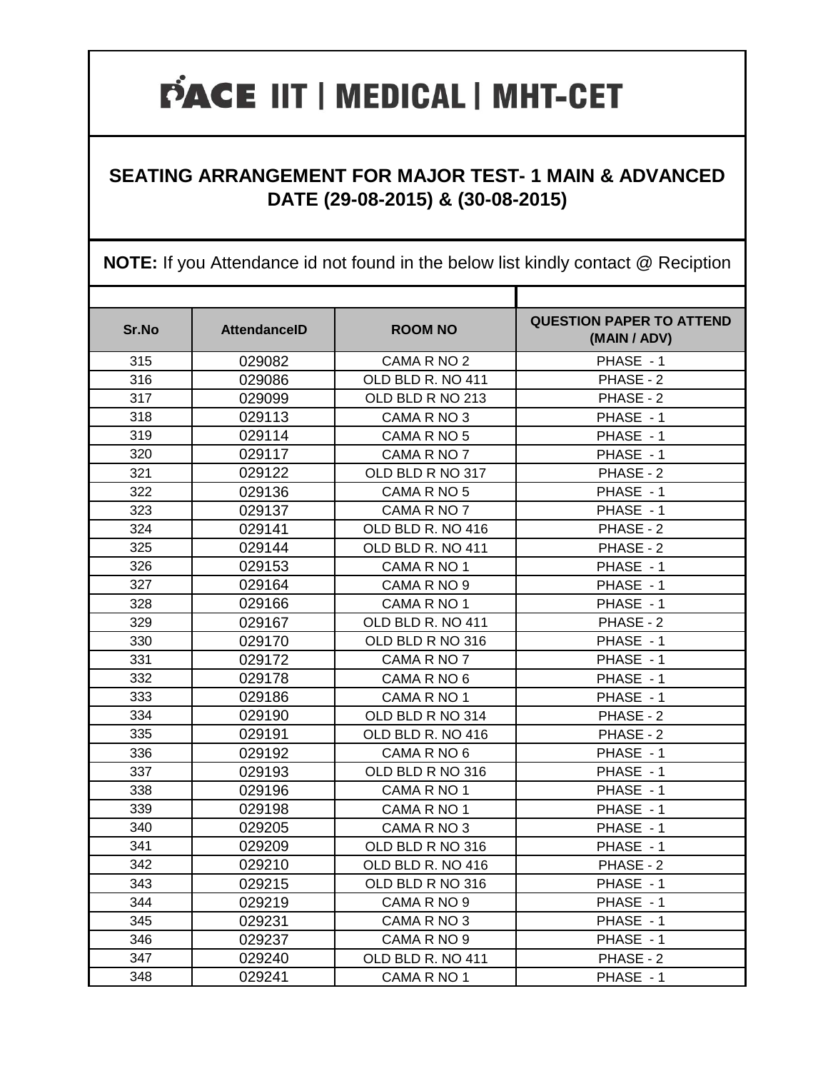# PACE IIT | MEDICAL | MHT-CET

## SEATING ARRANGEMENT FOR MAJOR TEST- 1 MAIN & ADVANCED DATE (29-08-2015) & (30-08-2015)

**NOTE:** If you Attendance id not found in the below list kindly contact @ Reciption

| Sr.No | AttendanceID | ROOM NO | QUESTION PAPER TO ATTEND (MAIN / ADV) |
|---|---|---|---|
| 315 | 029082 | CAMA R NO 2 | PHASE - 1 |
| 316 | 029086 | OLD BLD R. NO 411 | PHASE - 2 |
| 317 | 029099 | OLD BLD R NO 213 | PHASE - 2 |
| 318 | 029113 | CAMA R NO 3 | PHASE - 1 |
| 319 | 029114 | CAMA R NO 5 | PHASE - 1 |
| 320 | 029117 | CAMA R NO 7 | PHASE - 1 |
| 321 | 029122 | OLD BLD R NO 317 | PHASE - 2 |
| 322 | 029136 | CAMA R NO 5 | PHASE - 1 |
| 323 | 029137 | CAMA R NO 7 | PHASE - 1 |
| 324 | 029141 | OLD BLD R. NO 416 | PHASE - 2 |
| 325 | 029144 | OLD BLD R. NO 411 | PHASE - 2 |
| 326 | 029153 | CAMA R NO 1 | PHASE - 1 |
| 327 | 029164 | CAMA R NO 9 | PHASE - 1 |
| 328 | 029166 | CAMA R NO 1 | PHASE - 1 |
| 329 | 029167 | OLD BLD R. NO 411 | PHASE - 2 |
| 330 | 029170 | OLD BLD R NO 316 | PHASE - 1 |
| 331 | 029172 | CAMA R NO 7 | PHASE - 1 |
| 332 | 029178 | CAMA R NO 6 | PHASE - 1 |
| 333 | 029186 | CAMA R NO 1 | PHASE - 1 |
| 334 | 029190 | OLD BLD R NO 314 | PHASE - 2 |
| 335 | 029191 | OLD BLD R. NO 416 | PHASE - 2 |
| 336 | 029192 | CAMA R NO 6 | PHASE - 1 |
| 337 | 029193 | OLD BLD R NO 316 | PHASE - 1 |
| 338 | 029196 | CAMA R NO 1 | PHASE - 1 |
| 339 | 029198 | CAMA R NO 1 | PHASE - 1 |
| 340 | 029205 | CAMA R NO 3 | PHASE - 1 |
| 341 | 029209 | OLD BLD R NO 316 | PHASE - 1 |
| 342 | 029210 | OLD BLD R. NO 416 | PHASE - 2 |
| 343 | 029215 | OLD BLD R NO 316 | PHASE - 1 |
| 344 | 029219 | CAMA R NO 9 | PHASE - 1 |
| 345 | 029231 | CAMA R NO 3 | PHASE - 1 |
| 346 | 029237 | CAMA R NO 9 | PHASE - 1 |
| 347 | 029240 | OLD BLD R. NO 411 | PHASE - 2 |
| 348 | 029241 | CAMA R NO 1 | PHASE - 1 |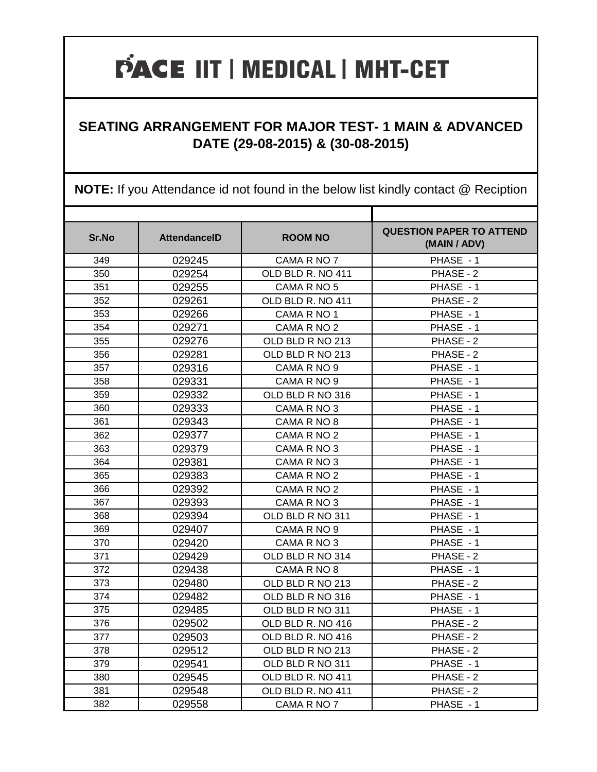# PACE IIT | MEDICAL | MHT-CET

## SEATING ARRANGEMENT FOR MAJOR TEST- 1 MAIN & ADVANCED DATE (29-08-2015) & (30-08-2015)

**NOTE:** If you Attendance id not found in the below list kindly contact @ Reciption

| Sr.No | AttendanceID | ROOM NO | QUESTION PAPER TO ATTEND (MAIN / ADV) |
|---|---|---|---|
| 349 | 029245 | CAMA R NO 7 | PHASE - 1 |
| 350 | 029254 | OLD BLD R. NO 411 | PHASE - 2 |
| 351 | 029255 | CAMA R NO 5 | PHASE - 1 |
| 352 | 029261 | OLD BLD R. NO 411 | PHASE - 2 |
| 353 | 029266 | CAMA R NO 1 | PHASE - 1 |
| 354 | 029271 | CAMA R NO 2 | PHASE - 1 |
| 355 | 029276 | OLD BLD R NO 213 | PHASE - 2 |
| 356 | 029281 | OLD BLD R NO 213 | PHASE - 2 |
| 357 | 029316 | CAMA R NO 9 | PHASE - 1 |
| 358 | 029331 | CAMA R NO 9 | PHASE - 1 |
| 359 | 029332 | OLD BLD R NO 316 | PHASE - 1 |
| 360 | 029333 | CAMA R NO 3 | PHASE - 1 |
| 361 | 029343 | CAMA R NO 8 | PHASE - 1 |
| 362 | 029377 | CAMA R NO 2 | PHASE - 1 |
| 363 | 029379 | CAMA R NO 3 | PHASE - 1 |
| 364 | 029381 | CAMA R NO 3 | PHASE - 1 |
| 365 | 029383 | CAMA R NO 2 | PHASE - 1 |
| 366 | 029392 | CAMA R NO 2 | PHASE - 1 |
| 367 | 029393 | CAMA R NO 3 | PHASE - 1 |
| 368 | 029394 | OLD BLD R NO 311 | PHASE - 1 |
| 369 | 029407 | CAMA R NO 9 | PHASE - 1 |
| 370 | 029420 | CAMA R NO 3 | PHASE - 1 |
| 371 | 029429 | OLD BLD R NO 314 | PHASE - 2 |
| 372 | 029438 | CAMA R NO 8 | PHASE - 1 |
| 373 | 029480 | OLD BLD R NO 213 | PHASE - 2 |
| 374 | 029482 | OLD BLD R NO 316 | PHASE - 1 |
| 375 | 029485 | OLD BLD R NO 311 | PHASE - 1 |
| 376 | 029502 | OLD BLD R. NO 416 | PHASE - 2 |
| 377 | 029503 | OLD BLD R. NO 416 | PHASE - 2 |
| 378 | 029512 | OLD BLD R NO 213 | PHASE - 2 |
| 379 | 029541 | OLD BLD R NO 311 | PHASE - 1 |
| 380 | 029545 | OLD BLD R. NO 411 | PHASE - 2 |
| 381 | 029548 | OLD BLD R. NO 411 | PHASE - 2 |
| 382 | 029558 | CAMA R NO 7 | PHASE - 1 |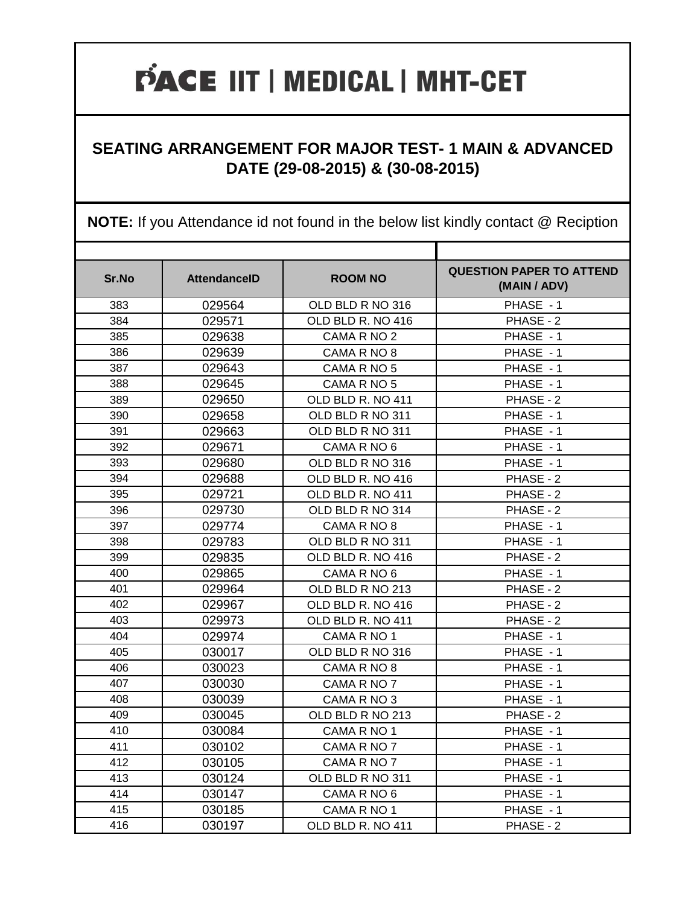# PACE IIT | MEDICAL | MHT-CET

## SEATING ARRANGEMENT FOR MAJOR TEST- 1 MAIN & ADVANCED DATE (29-08-2015) & (30-08-2015)

**NOTE:** If you Attendance id not found in the below list kindly contact @ Reciption

| Sr.No | AttendanceID | ROOM NO | QUESTION PAPER TO ATTEND (MAIN / ADV) |
|---|---|---|---|
| 383 | 029564 | OLD BLD R NO 316 | PHASE - 1 |
| 384 | 029571 | OLD BLD R. NO 416 | PHASE - 2 |
| 385 | 029638 | CAMA R NO 2 | PHASE - 1 |
| 386 | 029639 | CAMA R NO 8 | PHASE - 1 |
| 387 | 029643 | CAMA R NO 5 | PHASE - 1 |
| 388 | 029645 | CAMA R NO 5 | PHASE - 1 |
| 389 | 029650 | OLD BLD R. NO 411 | PHASE - 2 |
| 390 | 029658 | OLD BLD R NO 311 | PHASE - 1 |
| 391 | 029663 | OLD BLD R NO 311 | PHASE - 1 |
| 392 | 029671 | CAMA R NO 6 | PHASE - 1 |
| 393 | 029680 | OLD BLD R NO 316 | PHASE - 1 |
| 394 | 029688 | OLD BLD R. NO 416 | PHASE - 2 |
| 395 | 029721 | OLD BLD R. NO 411 | PHASE - 2 |
| 396 | 029730 | OLD BLD R NO 314 | PHASE - 2 |
| 397 | 029774 | CAMA R NO 8 | PHASE - 1 |
| 398 | 029783 | OLD BLD R NO 311 | PHASE - 1 |
| 399 | 029835 | OLD BLD R. NO 416 | PHASE - 2 |
| 400 | 029865 | CAMA R NO 6 | PHASE - 1 |
| 401 | 029964 | OLD BLD R NO 213 | PHASE - 2 |
| 402 | 029967 | OLD BLD R. NO 416 | PHASE - 2 |
| 403 | 029973 | OLD BLD R. NO 411 | PHASE - 2 |
| 404 | 029974 | CAMA R NO 1 | PHASE - 1 |
| 405 | 030017 | OLD BLD R NO 316 | PHASE - 1 |
| 406 | 030023 | CAMA R NO 8 | PHASE - 1 |
| 407 | 030030 | CAMA R NO 7 | PHASE - 1 |
| 408 | 030039 | CAMA R NO 3 | PHASE - 1 |
| 409 | 030045 | OLD BLD R NO 213 | PHASE - 2 |
| 410 | 030084 | CAMA R NO 1 | PHASE - 1 |
| 411 | 030102 | CAMA R NO 7 | PHASE - 1 |
| 412 | 030105 | CAMA R NO 7 | PHASE - 1 |
| 413 | 030124 | OLD BLD R NO 311 | PHASE - 1 |
| 414 | 030147 | CAMA R NO 6 | PHASE - 1 |
| 415 | 030185 | CAMA R NO 1 | PHASE - 1 |
| 416 | 030197 | OLD BLD R. NO 411 | PHASE - 2 |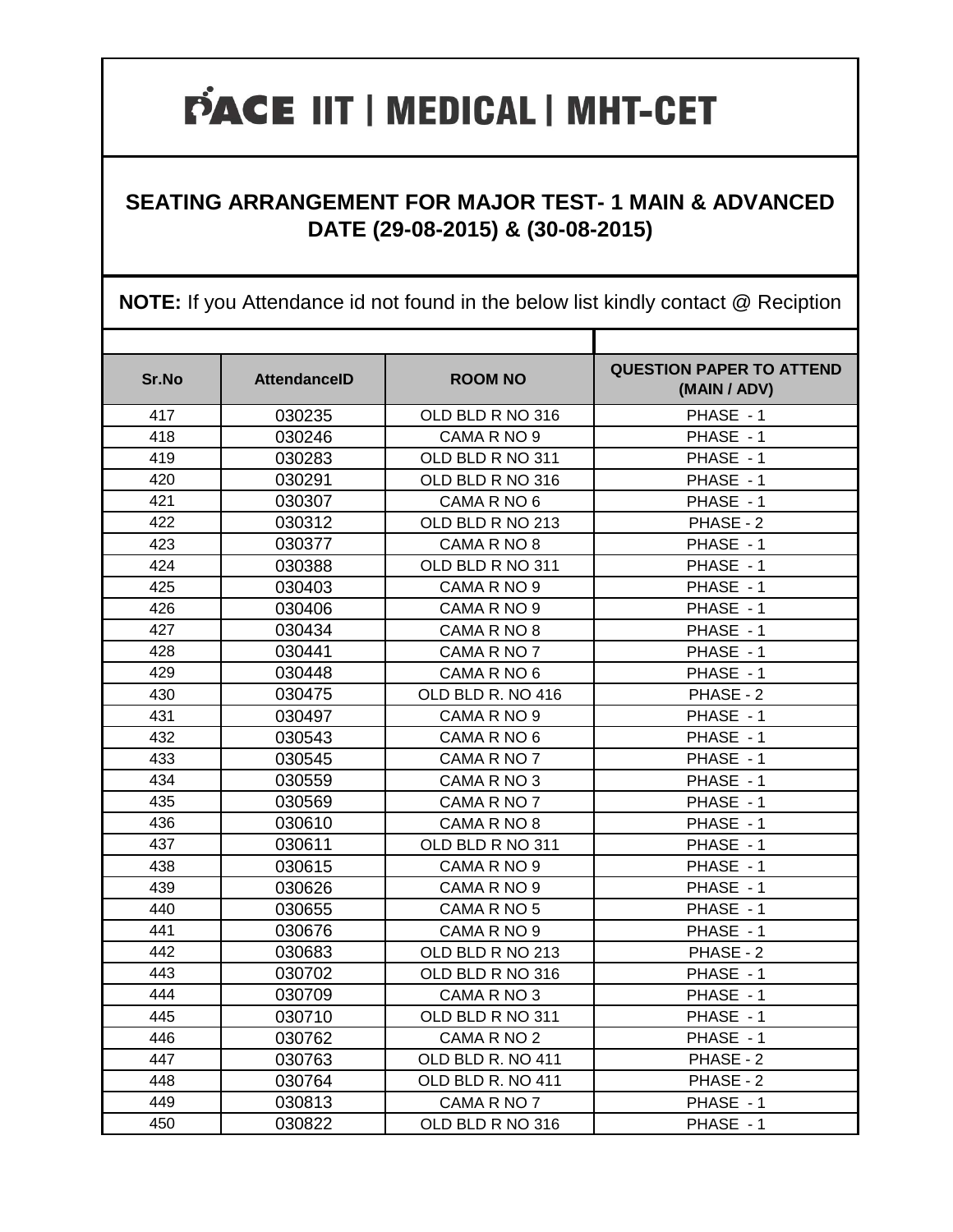# PACE IIT | MEDICAL | MHT-CET

## SEATING ARRANGEMENT FOR MAJOR TEST- 1 MAIN & ADVANCED DATE (29-08-2015) & (30-08-2015)

**NOTE:** If you Attendance id not found in the below list kindly contact @ Reciption

| Sr.No | AttendanceID | ROOM NO | QUESTION PAPER TO ATTEND (MAIN / ADV) |
|---|---|---|---|
| 417 | 030235 | OLD BLD R NO 316 | PHASE - 1 |
| 418 | 030246 | CAMA R NO 9 | PHASE - 1 |
| 419 | 030283 | OLD BLD R NO 311 | PHASE - 1 |
| 420 | 030291 | OLD BLD R NO 316 | PHASE - 1 |
| 421 | 030307 | CAMA R NO 6 | PHASE - 1 |
| 422 | 030312 | OLD BLD R NO 213 | PHASE - 2 |
| 423 | 030377 | CAMA R NO 8 | PHASE - 1 |
| 424 | 030388 | OLD BLD R NO 311 | PHASE - 1 |
| 425 | 030403 | CAMA R NO 9 | PHASE - 1 |
| 426 | 030406 | CAMA R NO 9 | PHASE - 1 |
| 427 | 030434 | CAMA R NO 8 | PHASE - 1 |
| 428 | 030441 | CAMA R NO 7 | PHASE - 1 |
| 429 | 030448 | CAMA R NO 6 | PHASE - 1 |
| 430 | 030475 | OLD BLD R. NO 416 | PHASE - 2 |
| 431 | 030497 | CAMA R NO 9 | PHASE - 1 |
| 432 | 030543 | CAMA R NO 6 | PHASE - 1 |
| 433 | 030545 | CAMA R NO 7 | PHASE - 1 |
| 434 | 030559 | CAMA R NO 3 | PHASE - 1 |
| 435 | 030569 | CAMA R NO 7 | PHASE - 1 |
| 436 | 030610 | CAMA R NO 8 | PHASE - 1 |
| 437 | 030611 | OLD BLD R NO 311 | PHASE - 1 |
| 438 | 030615 | CAMA R NO 9 | PHASE - 1 |
| 439 | 030626 | CAMA R NO 9 | PHASE - 1 |
| 440 | 030655 | CAMA R NO 5 | PHASE - 1 |
| 441 | 030676 | CAMA R NO 9 | PHASE - 1 |
| 442 | 030683 | OLD BLD R NO 213 | PHASE - 2 |
| 443 | 030702 | OLD BLD R NO 316 | PHASE - 1 |
| 444 | 030709 | CAMA R NO 3 | PHASE - 1 |
| 445 | 030710 | OLD BLD R NO 311 | PHASE - 1 |
| 446 | 030762 | CAMA R NO 2 | PHASE - 1 |
| 447 | 030763 | OLD BLD R. NO 411 | PHASE - 2 |
| 448 | 030764 | OLD BLD R. NO 411 | PHASE - 2 |
| 449 | 030813 | CAMA R NO 7 | PHASE - 1 |
| 450 | 030822 | OLD BLD R NO 316 | PHASE - 1 |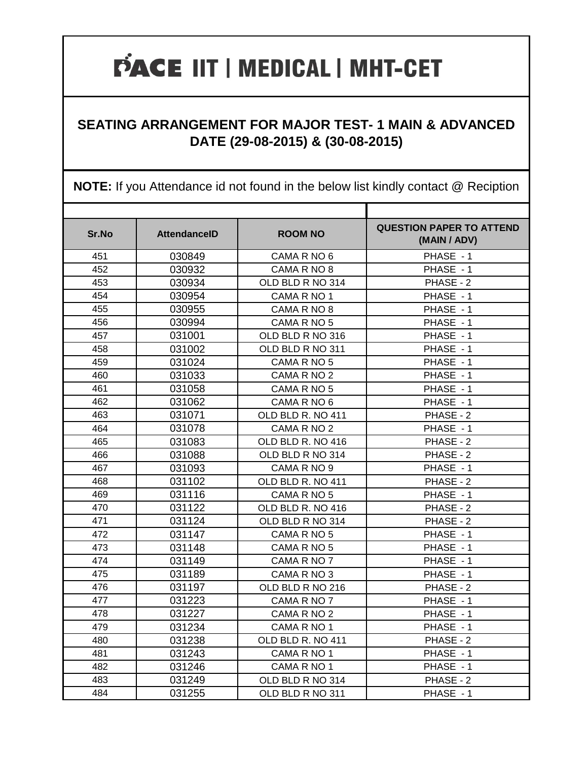# PACE IIT | MEDICAL | MHT-CET

## SEATING ARRANGEMENT FOR MAJOR TEST- 1 MAIN & ADVANCED DATE (29-08-2015) & (30-08-2015)

**NOTE:** If you Attendance id not found in the below list kindly contact @ Reciption

| Sr.No | AttendanceID | ROOM NO | QUESTION PAPER TO ATTEND (MAIN / ADV) |
|---|---|---|---|
| 451 | 030849 | CAMA R NO 6 | PHASE - 1 |
| 452 | 030932 | CAMA R NO 8 | PHASE - 1 |
| 453 | 030934 | OLD BLD R NO 314 | PHASE - 2 |
| 454 | 030954 | CAMA R NO 1 | PHASE - 1 |
| 455 | 030955 | CAMA R NO 8 | PHASE - 1 |
| 456 | 030994 | CAMA R NO 5 | PHASE - 1 |
| 457 | 031001 | OLD BLD R NO 316 | PHASE - 1 |
| 458 | 031002 | OLD BLD R NO 311 | PHASE - 1 |
| 459 | 031024 | CAMA R NO 5 | PHASE - 1 |
| 460 | 031033 | CAMA R NO 2 | PHASE - 1 |
| 461 | 031058 | CAMA R NO 5 | PHASE - 1 |
| 462 | 031062 | CAMA R NO 6 | PHASE - 1 |
| 463 | 031071 | OLD BLD R. NO 411 | PHASE - 2 |
| 464 | 031078 | CAMA R NO 2 | PHASE - 1 |
| 465 | 031083 | OLD BLD R. NO 416 | PHASE - 2 |
| 466 | 031088 | OLD BLD R NO 314 | PHASE - 2 |
| 467 | 031093 | CAMA R NO 9 | PHASE - 1 |
| 468 | 031102 | OLD BLD R. NO 411 | PHASE - 2 |
| 469 | 031116 | CAMA R NO 5 | PHASE - 1 |
| 470 | 031122 | OLD BLD R. NO 416 | PHASE - 2 |
| 471 | 031124 | OLD BLD R NO 314 | PHASE - 2 |
| 472 | 031147 | CAMA R NO 5 | PHASE - 1 |
| 473 | 031148 | CAMA R NO 5 | PHASE - 1 |
| 474 | 031149 | CAMA R NO 7 | PHASE - 1 |
| 475 | 031189 | CAMA R NO 3 | PHASE - 1 |
| 476 | 031197 | OLD BLD R NO 216 | PHASE - 2 |
| 477 | 031223 | CAMA R NO 7 | PHASE - 1 |
| 478 | 031227 | CAMA R NO 2 | PHASE - 1 |
| 479 | 031234 | CAMA R NO 1 | PHASE - 1 |
| 480 | 031238 | OLD BLD R. NO 411 | PHASE - 2 |
| 481 | 031243 | CAMA R NO 1 | PHASE - 1 |
| 482 | 031246 | CAMA R NO 1 | PHASE - 1 |
| 483 | 031249 | OLD BLD R NO 314 | PHASE - 2 |
| 484 | 031255 | OLD BLD R NO 311 | PHASE - 1 |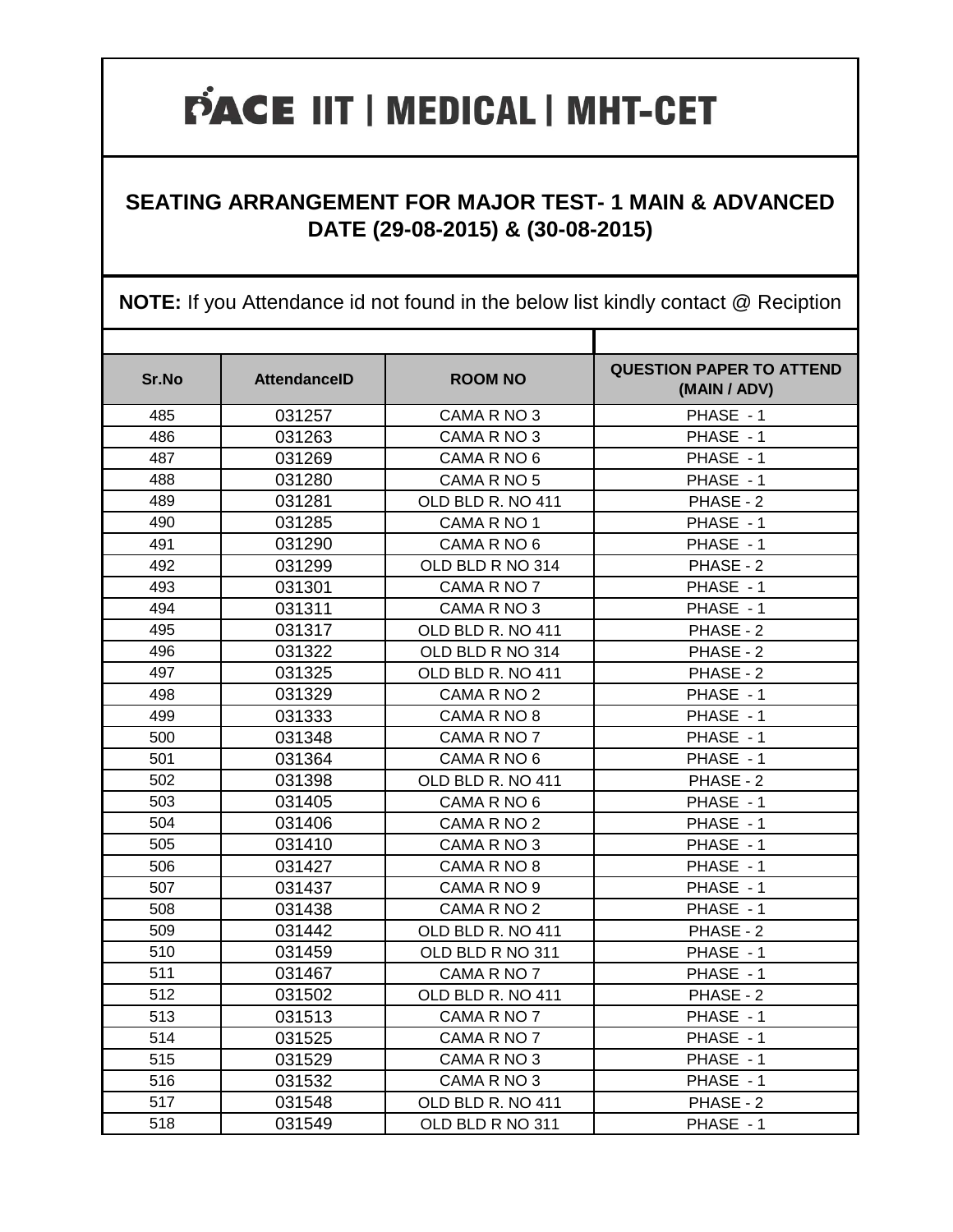# PACE IIT | MEDICAL | MHT-CET

## SEATING ARRANGEMENT FOR MAJOR TEST- 1 MAIN & ADVANCED DATE (29-08-2015) & (30-08-2015)

**NOTE:** If you Attendance id not found in the below list kindly contact @ Reciption

| Sr.No | AttendanceID | ROOM NO | QUESTION PAPER TO ATTEND (MAIN / ADV) |
|---|---|---|---|
| 485 | 031257 | CAMA R NO 3 | PHASE - 1 |
| 486 | 031263 | CAMA R NO 3 | PHASE - 1 |
| 487 | 031269 | CAMA R NO 6 | PHASE - 1 |
| 488 | 031280 | CAMA R NO 5 | PHASE - 1 |
| 489 | 031281 | OLD BLD R. NO 411 | PHASE - 2 |
| 490 | 031285 | CAMA R NO 1 | PHASE - 1 |
| 491 | 031290 | CAMA R NO 6 | PHASE - 1 |
| 492 | 031299 | OLD BLD R NO 314 | PHASE - 2 |
| 493 | 031301 | CAMA R NO 7 | PHASE - 1 |
| 494 | 031311 | CAMA R NO 3 | PHASE - 1 |
| 495 | 031317 | OLD BLD R. NO 411 | PHASE - 2 |
| 496 | 031322 | OLD BLD R NO 314 | PHASE - 2 |
| 497 | 031325 | OLD BLD R. NO 411 | PHASE - 2 |
| 498 | 031329 | CAMA R NO 2 | PHASE - 1 |
| 499 | 031333 | CAMA R NO 8 | PHASE - 1 |
| 500 | 031348 | CAMA R NO 7 | PHASE - 1 |
| 501 | 031364 | CAMA R NO 6 | PHASE - 1 |
| 502 | 031398 | OLD BLD R. NO 411 | PHASE - 2 |
| 503 | 031405 | CAMA R NO 6 | PHASE - 1 |
| 504 | 031406 | CAMA R NO 2 | PHASE - 1 |
| 505 | 031410 | CAMA R NO 3 | PHASE - 1 |
| 506 | 031427 | CAMA R NO 8 | PHASE - 1 |
| 507 | 031437 | CAMA R NO 9 | PHASE - 1 |
| 508 | 031438 | CAMA R NO 2 | PHASE - 1 |
| 509 | 031442 | OLD BLD R. NO 411 | PHASE - 2 |
| 510 | 031459 | OLD BLD R NO 311 | PHASE - 1 |
| 511 | 031467 | CAMA R NO 7 | PHASE - 1 |
| 512 | 031502 | OLD BLD R. NO 411 | PHASE - 2 |
| 513 | 031513 | CAMA R NO 7 | PHASE - 1 |
| 514 | 031525 | CAMA R NO 7 | PHASE - 1 |
| 515 | 031529 | CAMA R NO 3 | PHASE - 1 |
| 516 | 031532 | CAMA R NO 3 | PHASE - 1 |
| 517 | 031548 | OLD BLD R. NO 411 | PHASE - 2 |
| 518 | 031549 | OLD BLD R NO 311 | PHASE - 1 |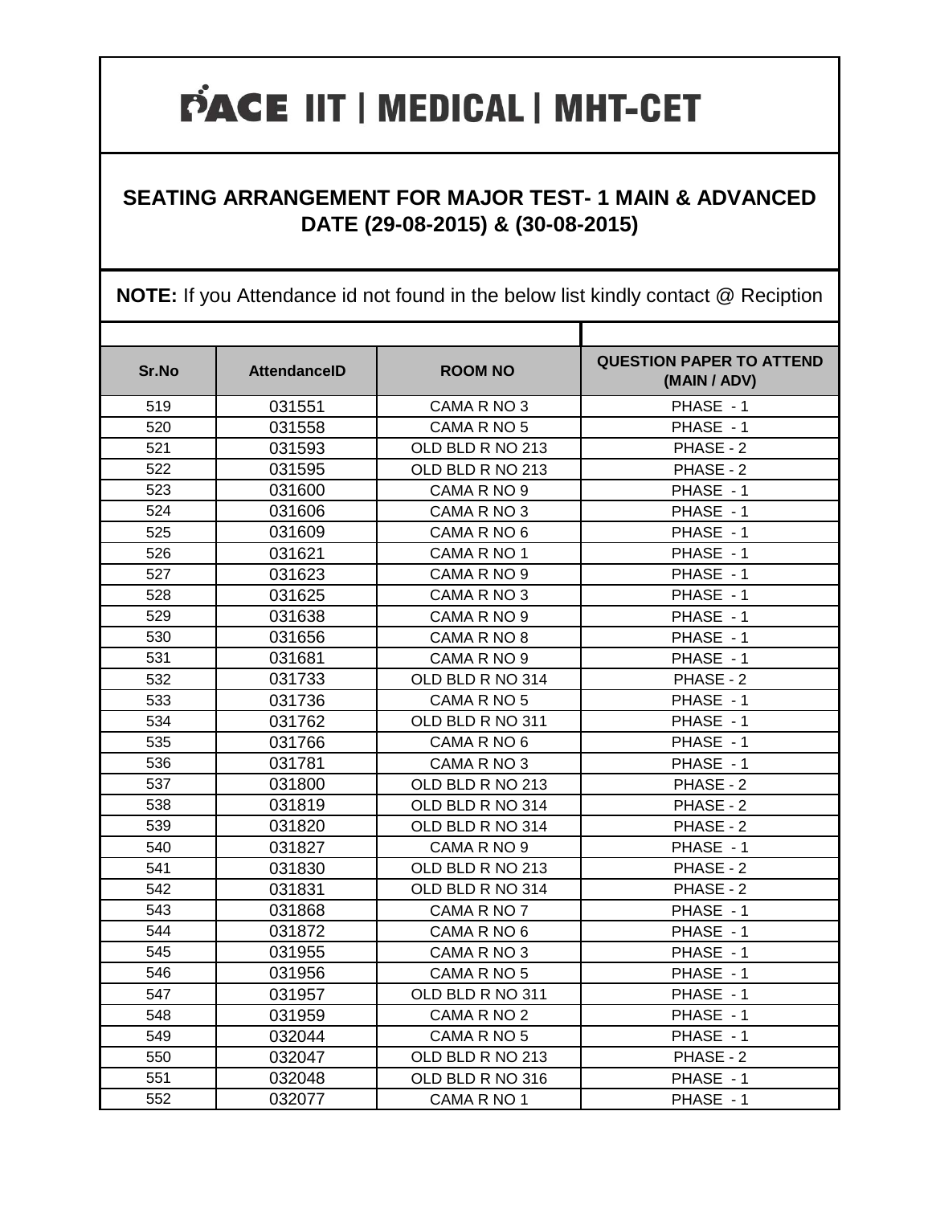# PACE IIT | MEDICAL | MHT-CET

## SEATING ARRANGEMENT FOR MAJOR TEST- 1 MAIN & ADVANCED DATE (29-08-2015) & (30-08-2015)

**NOTE:** If you Attendance id not found in the below list kindly contact @ Reciption

| Sr.No | AttendanceID | ROOM NO | QUESTION PAPER TO ATTEND (MAIN / ADV) |
|---|---|---|---|
| 519 | 031551 | CAMA R NO 3 | PHASE - 1 |
| 520 | 031558 | CAMA R NO 5 | PHASE - 1 |
| 521 | 031593 | OLD BLD R NO 213 | PHASE - 2 |
| 522 | 031595 | OLD BLD R NO 213 | PHASE - 2 |
| 523 | 031600 | CAMA R NO 9 | PHASE - 1 |
| 524 | 031606 | CAMA R NO 3 | PHASE - 1 |
| 525 | 031609 | CAMA R NO 6 | PHASE - 1 |
| 526 | 031621 | CAMA R NO 1 | PHASE - 1 |
| 527 | 031623 | CAMA R NO 9 | PHASE - 1 |
| 528 | 031625 | CAMA R NO 3 | PHASE - 1 |
| 529 | 031638 | CAMA R NO 9 | PHASE - 1 |
| 530 | 031656 | CAMA R NO 8 | PHASE - 1 |
| 531 | 031681 | CAMA R NO 9 | PHASE - 1 |
| 532 | 031733 | OLD BLD R NO 314 | PHASE - 2 |
| 533 | 031736 | CAMA R NO 5 | PHASE - 1 |
| 534 | 031762 | OLD BLD R NO 311 | PHASE - 1 |
| 535 | 031766 | CAMA R NO 6 | PHASE - 1 |
| 536 | 031781 | CAMA R NO 3 | PHASE - 1 |
| 537 | 031800 | OLD BLD R NO 213 | PHASE - 2 |
| 538 | 031819 | OLD BLD R NO 314 | PHASE - 2 |
| 539 | 031820 | OLD BLD R NO 314 | PHASE - 2 |
| 540 | 031827 | CAMA R NO 9 | PHASE - 1 |
| 541 | 031830 | OLD BLD R NO 213 | PHASE - 2 |
| 542 | 031831 | OLD BLD R NO 314 | PHASE - 2 |
| 543 | 031868 | CAMA R NO 7 | PHASE - 1 |
| 544 | 031872 | CAMA R NO 6 | PHASE - 1 |
| 545 | 031955 | CAMA R NO 3 | PHASE - 1 |
| 546 | 031956 | CAMA R NO 5 | PHASE - 1 |
| 547 | 031957 | OLD BLD R NO 311 | PHASE - 1 |
| 548 | 031959 | CAMA R NO 2 | PHASE - 1 |
| 549 | 032044 | CAMA R NO 5 | PHASE - 1 |
| 550 | 032047 | OLD BLD R NO 213 | PHASE - 2 |
| 551 | 032048 | OLD BLD R NO 316 | PHASE - 1 |
| 552 | 032077 | CAMA R NO 1 | PHASE - 1 |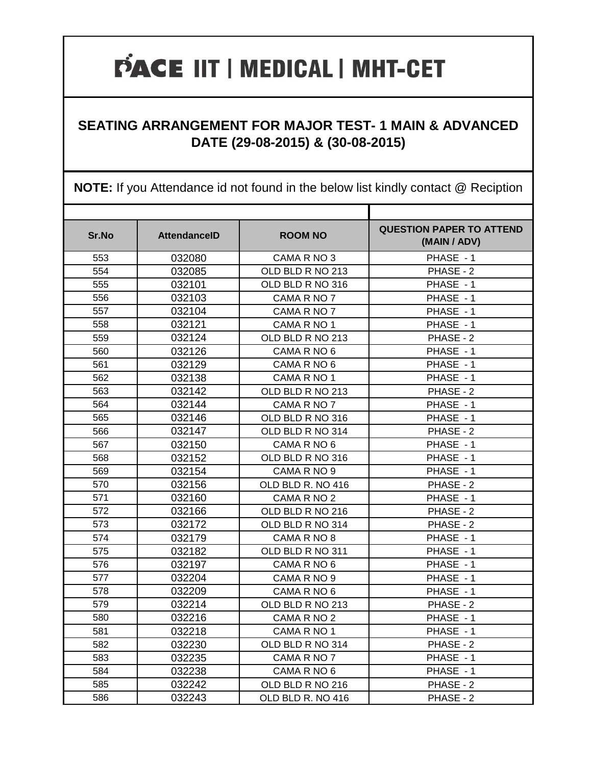# PACE IIT | MEDICAL | MHT-CET

## SEATING ARRANGEMENT FOR MAJOR TEST- 1 MAIN & ADVANCED DATE (29-08-2015) & (30-08-2015)

**NOTE:** If you Attendance id not found in the below list kindly contact @ Reciption

| Sr.No | AttendanceID | ROOM NO | QUESTION PAPER TO ATTEND (MAIN / ADV) |
|---|---|---|---|
| 553 | 032080 | CAMA R NO 3 | PHASE - 1 |
| 554 | 032085 | OLD BLD R NO 213 | PHASE - 2 |
| 555 | 032101 | OLD BLD R NO 316 | PHASE - 1 |
| 556 | 032103 | CAMA R NO 7 | PHASE - 1 |
| 557 | 032104 | CAMA R NO 7 | PHASE - 1 |
| 558 | 032121 | CAMA R NO 1 | PHASE - 1 |
| 559 | 032124 | OLD BLD R NO 213 | PHASE - 2 |
| 560 | 032126 | CAMA R NO 6 | PHASE - 1 |
| 561 | 032129 | CAMA R NO 6 | PHASE - 1 |
| 562 | 032138 | CAMA R NO 1 | PHASE - 1 |
| 563 | 032142 | OLD BLD R NO 213 | PHASE - 2 |
| 564 | 032144 | CAMA R NO 7 | PHASE - 1 |
| 565 | 032146 | OLD BLD R NO 316 | PHASE - 1 |
| 566 | 032147 | OLD BLD R NO 314 | PHASE - 2 |
| 567 | 032150 | CAMA R NO 6 | PHASE - 1 |
| 568 | 032152 | OLD BLD R NO 316 | PHASE - 1 |
| 569 | 032154 | CAMA R NO 9 | PHASE - 1 |
| 570 | 032156 | OLD BLD R. NO 416 | PHASE - 2 |
| 571 | 032160 | CAMA R NO 2 | PHASE - 1 |
| 572 | 032166 | OLD BLD R NO 216 | PHASE - 2 |
| 573 | 032172 | OLD BLD R NO 314 | PHASE - 2 |
| 574 | 032179 | CAMA R NO 8 | PHASE - 1 |
| 575 | 032182 | OLD BLD R NO 311 | PHASE - 1 |
| 576 | 032197 | CAMA R NO 6 | PHASE - 1 |
| 577 | 032204 | CAMA R NO 9 | PHASE - 1 |
| 578 | 032209 | CAMA R NO 6 | PHASE - 1 |
| 579 | 032214 | OLD BLD R NO 213 | PHASE - 2 |
| 580 | 032216 | CAMA R NO 2 | PHASE - 1 |
| 581 | 032218 | CAMA R NO 1 | PHASE - 1 |
| 582 | 032230 | OLD BLD R NO 314 | PHASE - 2 |
| 583 | 032235 | CAMA R NO 7 | PHASE - 1 |
| 584 | 032238 | CAMA R NO 6 | PHASE - 1 |
| 585 | 032242 | OLD BLD R NO 216 | PHASE - 2 |
| 586 | 032243 | OLD BLD R. NO 416 | PHASE - 2 |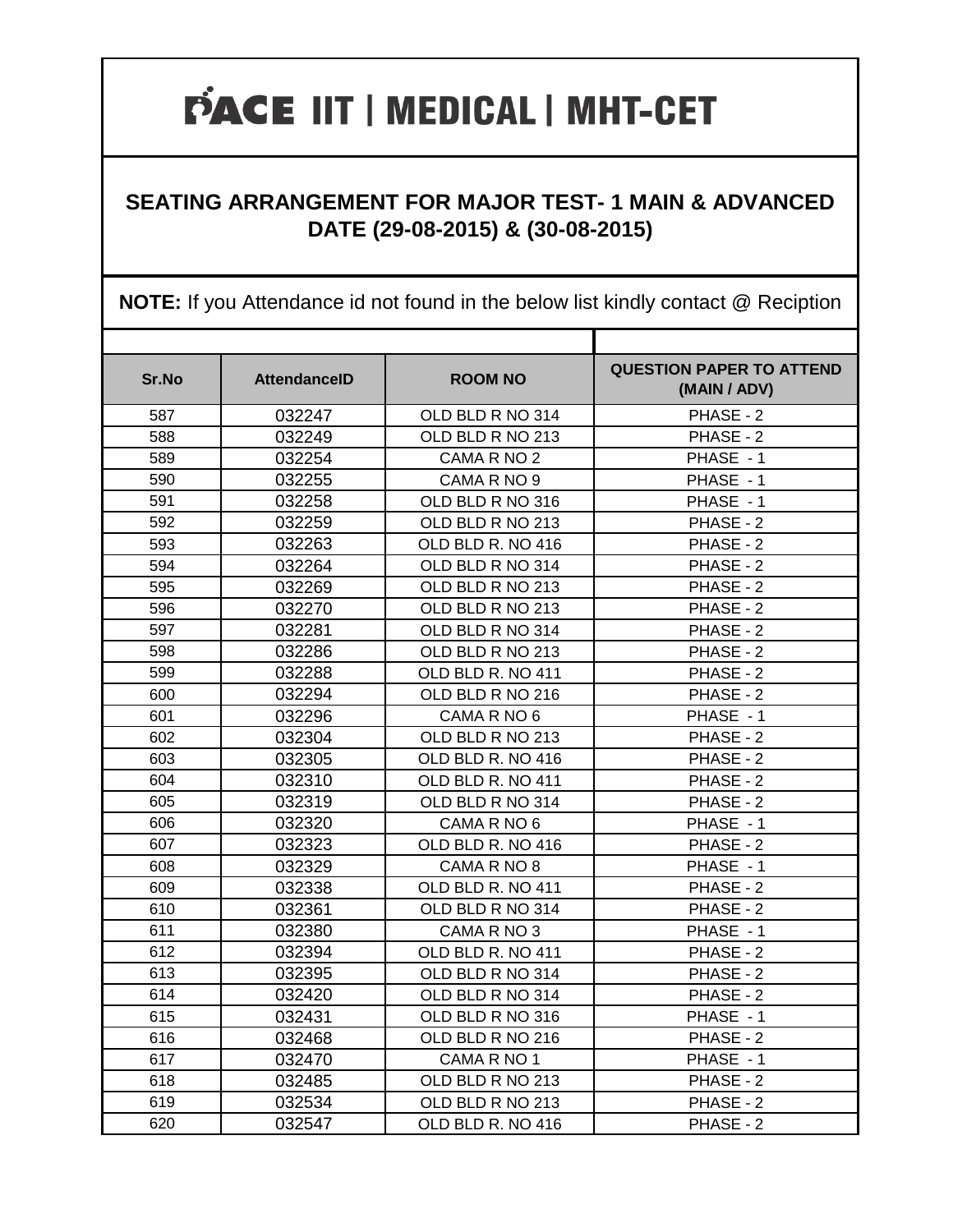# PACE IIT | MEDICAL | MHT-CET

## SEATING ARRANGEMENT FOR MAJOR TEST- 1 MAIN & ADVANCED DATE (29-08-2015) & (30-08-2015)

**NOTE:** If you Attendance id not found in the below list kindly contact @ Reciption

| Sr.No | AttendanceID | ROOM NO | QUESTION PAPER TO ATTEND (MAIN / ADV) |
|---|---|---|---|
| 587 | 032247 | OLD BLD R NO 314 | PHASE - 2 |
| 588 | 032249 | OLD BLD R NO 213 | PHASE - 2 |
| 589 | 032254 | CAMA R NO 2 | PHASE - 1 |
| 590 | 032255 | CAMA R NO 9 | PHASE - 1 |
| 591 | 032258 | OLD BLD R NO 316 | PHASE - 1 |
| 592 | 032259 | OLD BLD R NO 213 | PHASE - 2 |
| 593 | 032263 | OLD BLD R. NO 416 | PHASE - 2 |
| 594 | 032264 | OLD BLD R NO 314 | PHASE - 2 |
| 595 | 032269 | OLD BLD R NO 213 | PHASE - 2 |
| 596 | 032270 | OLD BLD R NO 213 | PHASE - 2 |
| 597 | 032281 | OLD BLD R NO 314 | PHASE - 2 |
| 598 | 032286 | OLD BLD R NO 213 | PHASE - 2 |
| 599 | 032288 | OLD BLD R. NO 411 | PHASE - 2 |
| 600 | 032294 | OLD BLD R NO 216 | PHASE - 2 |
| 601 | 032296 | CAMA R NO 6 | PHASE - 1 |
| 602 | 032304 | OLD BLD R NO 213 | PHASE - 2 |
| 603 | 032305 | OLD BLD R. NO 416 | PHASE - 2 |
| 604 | 032310 | OLD BLD R. NO 411 | PHASE - 2 |
| 605 | 032319 | OLD BLD R NO 314 | PHASE - 2 |
| 606 | 032320 | CAMA R NO 6 | PHASE - 1 |
| 607 | 032323 | OLD BLD R. NO 416 | PHASE - 2 |
| 608 | 032329 | CAMA R NO 8 | PHASE - 1 |
| 609 | 032338 | OLD BLD R. NO 411 | PHASE - 2 |
| 610 | 032361 | OLD BLD R NO 314 | PHASE - 2 |
| 611 | 032380 | CAMA R NO 3 | PHASE - 1 |
| 612 | 032394 | OLD BLD R. NO 411 | PHASE - 2 |
| 613 | 032395 | OLD BLD R NO 314 | PHASE - 2 |
| 614 | 032420 | OLD BLD R NO 314 | PHASE - 2 |
| 615 | 032431 | OLD BLD R NO 316 | PHASE - 1 |
| 616 | 032468 | OLD BLD R NO 216 | PHASE - 2 |
| 617 | 032470 | CAMA R NO 1 | PHASE - 1 |
| 618 | 032485 | OLD BLD R NO 213 | PHASE - 2 |
| 619 | 032534 | OLD BLD R NO 213 | PHASE - 2 |
| 620 | 032547 | OLD BLD R. NO 416 | PHASE - 2 |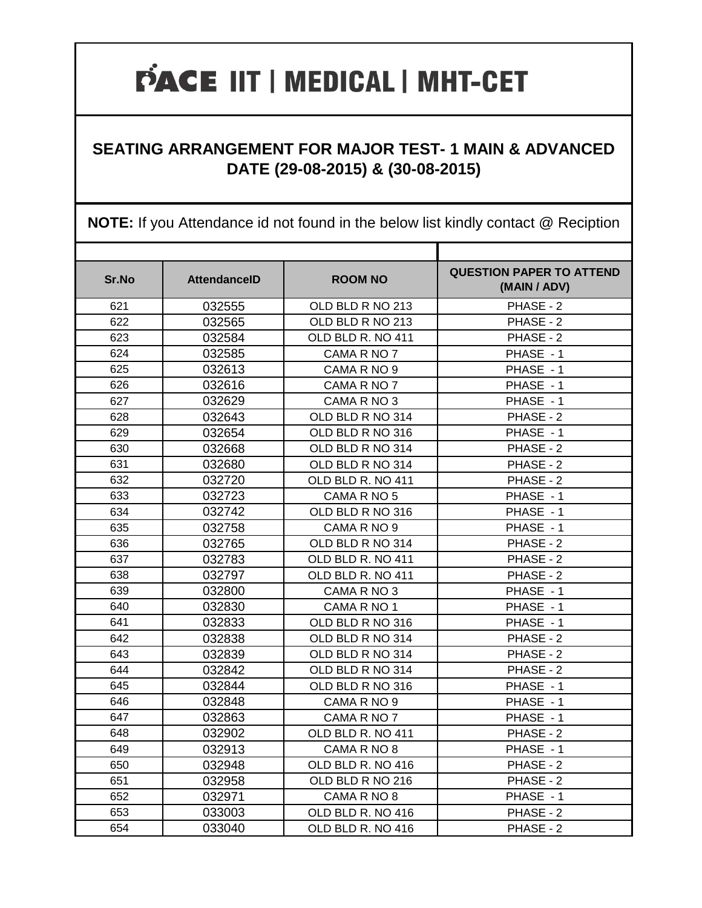# PACE IIT | MEDICAL | MHT-CET

## SEATING ARRANGEMENT FOR MAJOR TEST- 1 MAIN & ADVANCED DATE (29-08-2015) & (30-08-2015)

**NOTE:** If you Attendance id not found in the below list kindly contact @ Reciption

| Sr.No | AttendanceID | ROOM NO | QUESTION PAPER TO ATTEND (MAIN / ADV) |
|---|---|---|---|
| 621 | 032555 | OLD BLD R NO 213 | PHASE - 2 |
| 622 | 032565 | OLD BLD R NO 213 | PHASE - 2 |
| 623 | 032584 | OLD BLD R. NO 411 | PHASE - 2 |
| 624 | 032585 | CAMA R NO 7 | PHASE - 1 |
| 625 | 032613 | CAMA R NO 9 | PHASE - 1 |
| 626 | 032616 | CAMA R NO 7 | PHASE - 1 |
| 627 | 032629 | CAMA R NO 3 | PHASE - 1 |
| 628 | 032643 | OLD BLD R NO 314 | PHASE - 2 |
| 629 | 032654 | OLD BLD R NO 316 | PHASE - 1 |
| 630 | 032668 | OLD BLD R NO 314 | PHASE - 2 |
| 631 | 032680 | OLD BLD R NO 314 | PHASE - 2 |
| 632 | 032720 | OLD BLD R. NO 411 | PHASE - 2 |
| 633 | 032723 | CAMA R NO 5 | PHASE - 1 |
| 634 | 032742 | OLD BLD R NO 316 | PHASE - 1 |
| 635 | 032758 | CAMA R NO 9 | PHASE - 1 |
| 636 | 032765 | OLD BLD R NO 314 | PHASE - 2 |
| 637 | 032783 | OLD BLD R. NO 411 | PHASE - 2 |
| 638 | 032797 | OLD BLD R. NO 411 | PHASE - 2 |
| 639 | 032800 | CAMA R NO 3 | PHASE - 1 |
| 640 | 032830 | CAMA R NO 1 | PHASE - 1 |
| 641 | 032833 | OLD BLD R NO 316 | PHASE - 1 |
| 642 | 032838 | OLD BLD R NO 314 | PHASE - 2 |
| 643 | 032839 | OLD BLD R NO 314 | PHASE - 2 |
| 644 | 032842 | OLD BLD R NO 314 | PHASE - 2 |
| 645 | 032844 | OLD BLD R NO 316 | PHASE - 1 |
| 646 | 032848 | CAMA R NO 9 | PHASE - 1 |
| 647 | 032863 | CAMA R NO 7 | PHASE - 1 |
| 648 | 032902 | OLD BLD R. NO 411 | PHASE - 2 |
| 649 | 032913 | CAMA R NO 8 | PHASE - 1 |
| 650 | 032948 | OLD BLD R. NO 416 | PHASE - 2 |
| 651 | 032958 | OLD BLD R NO 216 | PHASE - 2 |
| 652 | 032971 | CAMA R NO 8 | PHASE - 1 |
| 653 | 033003 | OLD BLD R. NO 416 | PHASE - 2 |
| 654 | 033040 | OLD BLD R. NO 416 | PHASE - 2 |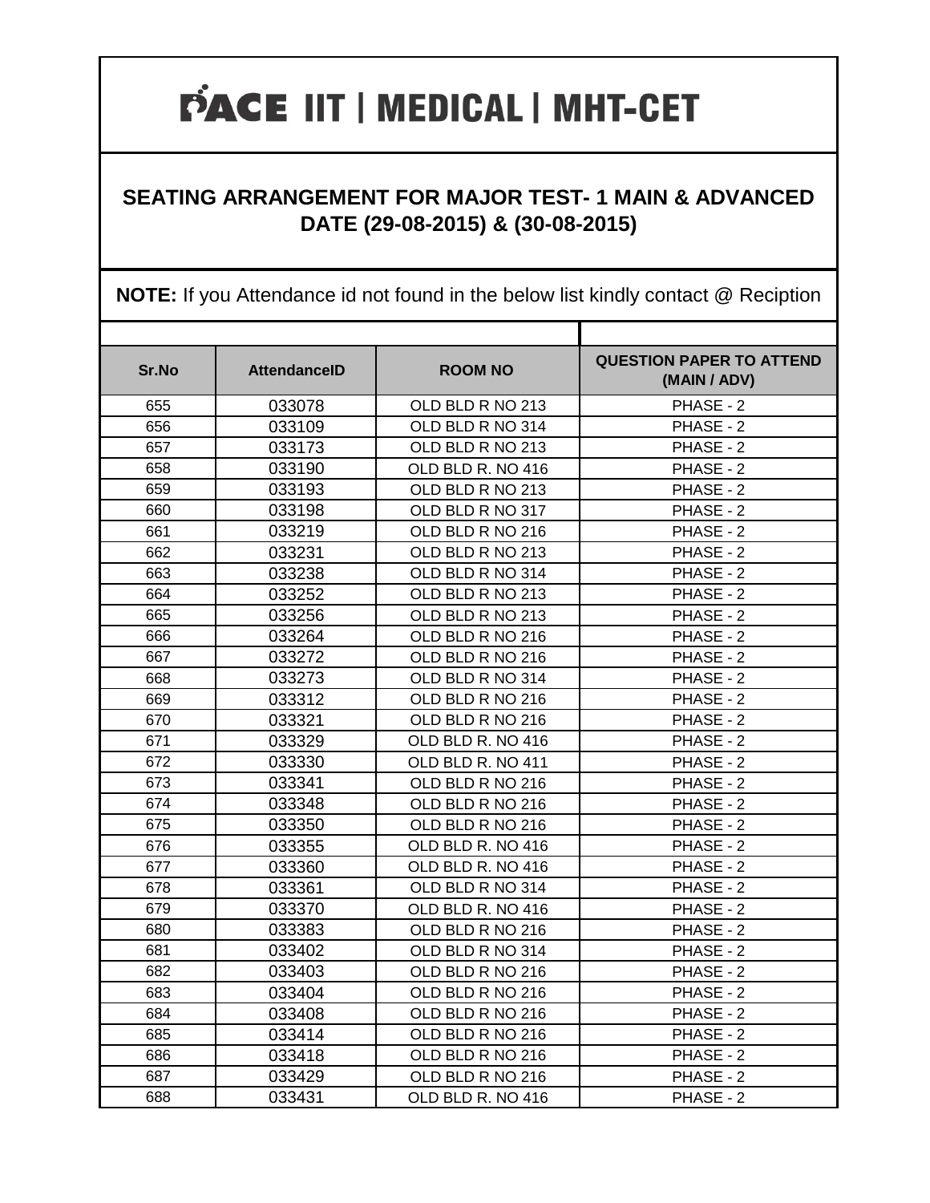# PACE IIT | MEDICAL | MHT-CET

## SEATING ARRANGEMENT FOR MAJOR TEST- 1 MAIN & ADVANCED DATE (29-08-2015) & (30-08-2015)

**NOTE:** If you Attendance id not found in the below list kindly contact @ Reciption

| Sr.No | AttendanceID | ROOM NO | QUESTION PAPER TO ATTEND (MAIN / ADV) |
|---|---|---|---|
| 655 | 033078 | OLD BLD R NO 213 | PHASE - 2 |
| 656 | 033109 | OLD BLD R NO 314 | PHASE - 2 |
| 657 | 033173 | OLD BLD R NO 213 | PHASE - 2 |
| 658 | 033190 | OLD BLD R. NO 416 | PHASE - 2 |
| 659 | 033193 | OLD BLD R NO 213 | PHASE - 2 |
| 660 | 033198 | OLD BLD R NO 317 | PHASE - 2 |
| 661 | 033219 | OLD BLD R NO 216 | PHASE - 2 |
| 662 | 033231 | OLD BLD R NO 213 | PHASE - 2 |
| 663 | 033238 | OLD BLD R NO 314 | PHASE - 2 |
| 664 | 033252 | OLD BLD R NO 213 | PHASE - 2 |
| 665 | 033256 | OLD BLD R NO 213 | PHASE - 2 |
| 666 | 033264 | OLD BLD R NO 216 | PHASE - 2 |
| 667 | 033272 | OLD BLD R NO 216 | PHASE - 2 |
| 668 | 033273 | OLD BLD R NO 314 | PHASE - 2 |
| 669 | 033312 | OLD BLD R NO 216 | PHASE - 2 |
| 670 | 033321 | OLD BLD R NO 216 | PHASE - 2 |
| 671 | 033329 | OLD BLD R. NO 416 | PHASE - 2 |
| 672 | 033330 | OLD BLD R. NO 411 | PHASE - 2 |
| 673 | 033341 | OLD BLD R NO 216 | PHASE - 2 |
| 674 | 033348 | OLD BLD R NO 216 | PHASE - 2 |
| 675 | 033350 | OLD BLD R NO 216 | PHASE - 2 |
| 676 | 033355 | OLD BLD R. NO 416 | PHASE - 2 |
| 677 | 033360 | OLD BLD R. NO 416 | PHASE - 2 |
| 678 | 033361 | OLD BLD R NO 314 | PHASE - 2 |
| 679 | 033370 | OLD BLD R. NO 416 | PHASE - 2 |
| 680 | 033383 | OLD BLD R NO 216 | PHASE - 2 |
| 681 | 033402 | OLD BLD R NO 314 | PHASE - 2 |
| 682 | 033403 | OLD BLD R NO 216 | PHASE - 2 |
| 683 | 033404 | OLD BLD R NO 216 | PHASE - 2 |
| 684 | 033408 | OLD BLD R NO 216 | PHASE - 2 |
| 685 | 033414 | OLD BLD R NO 216 | PHASE - 2 |
| 686 | 033418 | OLD BLD R NO 216 | PHASE - 2 |
| 687 | 033429 | OLD BLD R NO 216 | PHASE - 2 |
| 688 | 033431 | OLD BLD R. NO 416 | PHASE - 2 |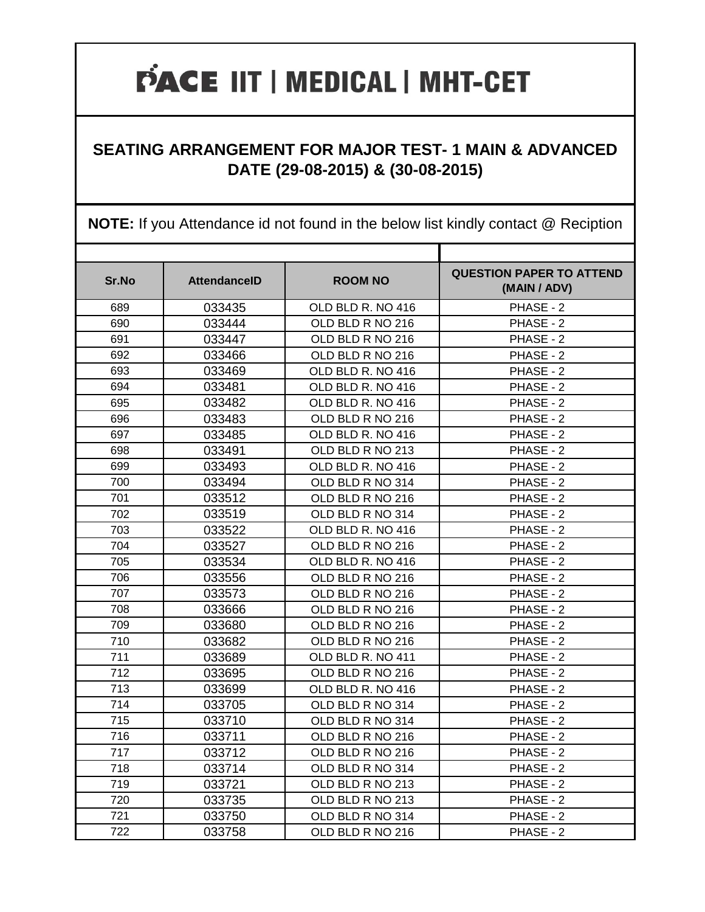# PACE IIT | MEDICAL | MHT-CET

## SEATING ARRANGEMENT FOR MAJOR TEST- 1 MAIN & ADVANCED DATE (29-08-2015) & (30-08-2015)

**NOTE:** If you Attendance id not found in the below list kindly contact @ Reciption

| Sr.No | AttendanceID | ROOM NO | QUESTION PAPER TO ATTEND (MAIN / ADV) |
|---|---|---|---|
| 689 | 033435 | OLD BLD R. NO 416 | PHASE - 2 |
| 690 | 033444 | OLD BLD R NO 216 | PHASE - 2 |
| 691 | 033447 | OLD BLD R NO 216 | PHASE - 2 |
| 692 | 033466 | OLD BLD R NO 216 | PHASE - 2 |
| 693 | 033469 | OLD BLD R. NO 416 | PHASE - 2 |
| 694 | 033481 | OLD BLD R. NO 416 | PHASE - 2 |
| 695 | 033482 | OLD BLD R. NO 416 | PHASE - 2 |
| 696 | 033483 | OLD BLD R NO 216 | PHASE - 2 |
| 697 | 033485 | OLD BLD R. NO 416 | PHASE - 2 |
| 698 | 033491 | OLD BLD R NO 213 | PHASE - 2 |
| 699 | 033493 | OLD BLD R. NO 416 | PHASE - 2 |
| 700 | 033494 | OLD BLD R NO 314 | PHASE - 2 |
| 701 | 033512 | OLD BLD R NO 216 | PHASE - 2 |
| 702 | 033519 | OLD BLD R NO 314 | PHASE - 2 |
| 703 | 033522 | OLD BLD R. NO 416 | PHASE - 2 |
| 704 | 033527 | OLD BLD R NO 216 | PHASE - 2 |
| 705 | 033534 | OLD BLD R. NO 416 | PHASE - 2 |
| 706 | 033556 | OLD BLD R NO 216 | PHASE - 2 |
| 707 | 033573 | OLD BLD R NO 216 | PHASE - 2 |
| 708 | 033666 | OLD BLD R NO 216 | PHASE - 2 |
| 709 | 033680 | OLD BLD R NO 216 | PHASE - 2 |
| 710 | 033682 | OLD BLD R NO 216 | PHASE - 2 |
| 711 | 033689 | OLD BLD R. NO 411 | PHASE - 2 |
| 712 | 033695 | OLD BLD R NO 216 | PHASE - 2 |
| 713 | 033699 | OLD BLD R. NO 416 | PHASE - 2 |
| 714 | 033705 | OLD BLD R NO 314 | PHASE - 2 |
| 715 | 033710 | OLD BLD R NO 314 | PHASE - 2 |
| 716 | 033711 | OLD BLD R NO 216 | PHASE - 2 |
| 717 | 033712 | OLD BLD R NO 216 | PHASE - 2 |
| 718 | 033714 | OLD BLD R NO 314 | PHASE - 2 |
| 719 | 033721 | OLD BLD R NO 213 | PHASE - 2 |
| 720 | 033735 | OLD BLD R NO 213 | PHASE - 2 |
| 721 | 033750 | OLD BLD R NO 314 | PHASE - 2 |
| 722 | 033758 | OLD BLD R NO 216 | PHASE - 2 |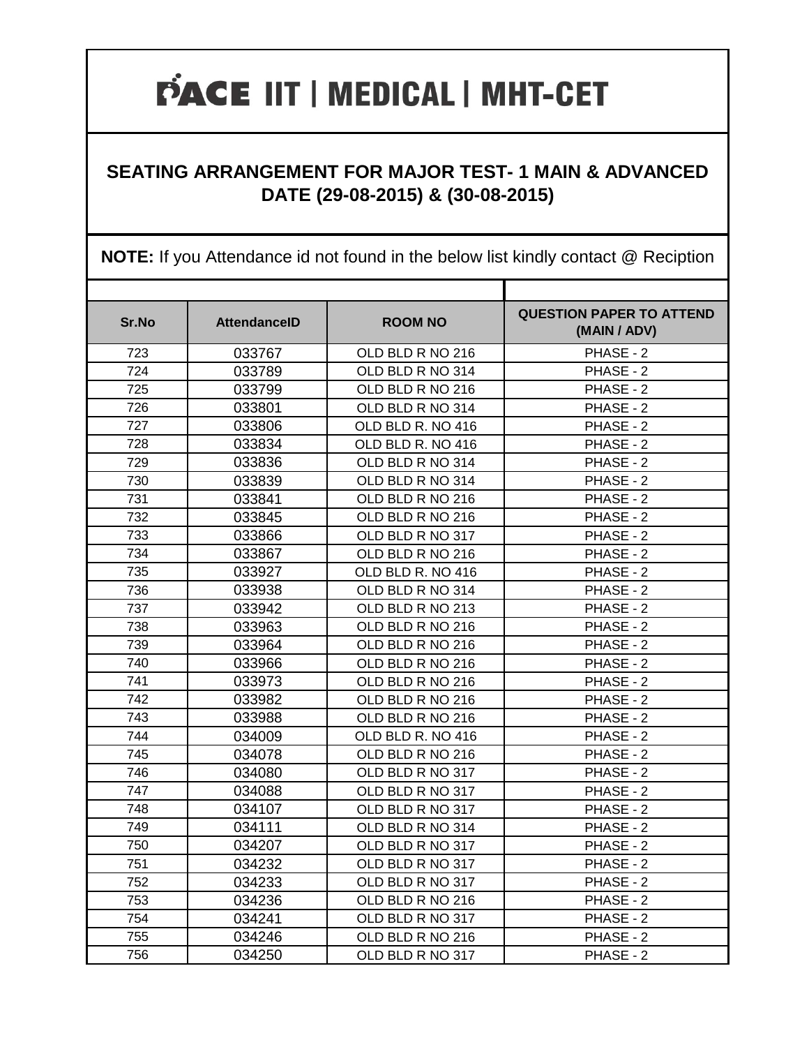# PACE IIT | MEDICAL | MHT-CET

## SEATING ARRANGEMENT FOR MAJOR TEST- 1 MAIN & ADVANCED DATE (29-08-2015) & (30-08-2015)

**NOTE:** If you Attendance id not found in the below list kindly contact @ Reciption

| Sr.No | AttendanceID | ROOM NO | QUESTION PAPER TO ATTEND (MAIN / ADV) |
|---|---|---|---|
| 723 | 033767 | OLD BLD R NO 216 | PHASE - 2 |
| 724 | 033789 | OLD BLD R NO 314 | PHASE - 2 |
| 725 | 033799 | OLD BLD R NO 216 | PHASE - 2 |
| 726 | 033801 | OLD BLD R NO 314 | PHASE - 2 |
| 727 | 033806 | OLD BLD R. NO 416 | PHASE - 2 |
| 728 | 033834 | OLD BLD R. NO 416 | PHASE - 2 |
| 729 | 033836 | OLD BLD R NO 314 | PHASE - 2 |
| 730 | 033839 | OLD BLD R NO 314 | PHASE - 2 |
| 731 | 033841 | OLD BLD R NO 216 | PHASE - 2 |
| 732 | 033845 | OLD BLD R NO 216 | PHASE - 2 |
| 733 | 033866 | OLD BLD R NO 317 | PHASE - 2 |
| 734 | 033867 | OLD BLD R NO 216 | PHASE - 2 |
| 735 | 033927 | OLD BLD R. NO 416 | PHASE - 2 |
| 736 | 033938 | OLD BLD R NO 314 | PHASE - 2 |
| 737 | 033942 | OLD BLD R NO 213 | PHASE - 2 |
| 738 | 033963 | OLD BLD R NO 216 | PHASE - 2 |
| 739 | 033964 | OLD BLD R NO 216 | PHASE - 2 |
| 740 | 033966 | OLD BLD R NO 216 | PHASE - 2 |
| 741 | 033973 | OLD BLD R NO 216 | PHASE - 2 |
| 742 | 033982 | OLD BLD R NO 216 | PHASE - 2 |
| 743 | 033988 | OLD BLD R NO 216 | PHASE - 2 |
| 744 | 034009 | OLD BLD R. NO 416 | PHASE - 2 |
| 745 | 034078 | OLD BLD R NO 216 | PHASE - 2 |
| 746 | 034080 | OLD BLD R NO 317 | PHASE - 2 |
| 747 | 034088 | OLD BLD R NO 317 | PHASE - 2 |
| 748 | 034107 | OLD BLD R NO 317 | PHASE - 2 |
| 749 | 034111 | OLD BLD R NO 314 | PHASE - 2 |
| 750 | 034207 | OLD BLD R NO 317 | PHASE - 2 |
| 751 | 034232 | OLD BLD R NO 317 | PHASE - 2 |
| 752 | 034233 | OLD BLD R NO 317 | PHASE - 2 |
| 753 | 034236 | OLD BLD R NO 216 | PHASE - 2 |
| 754 | 034241 | OLD BLD R NO 317 | PHASE - 2 |
| 755 | 034246 | OLD BLD R NO 216 | PHASE - 2 |
| 756 | 034250 | OLD BLD R NO 317 | PHASE - 2 |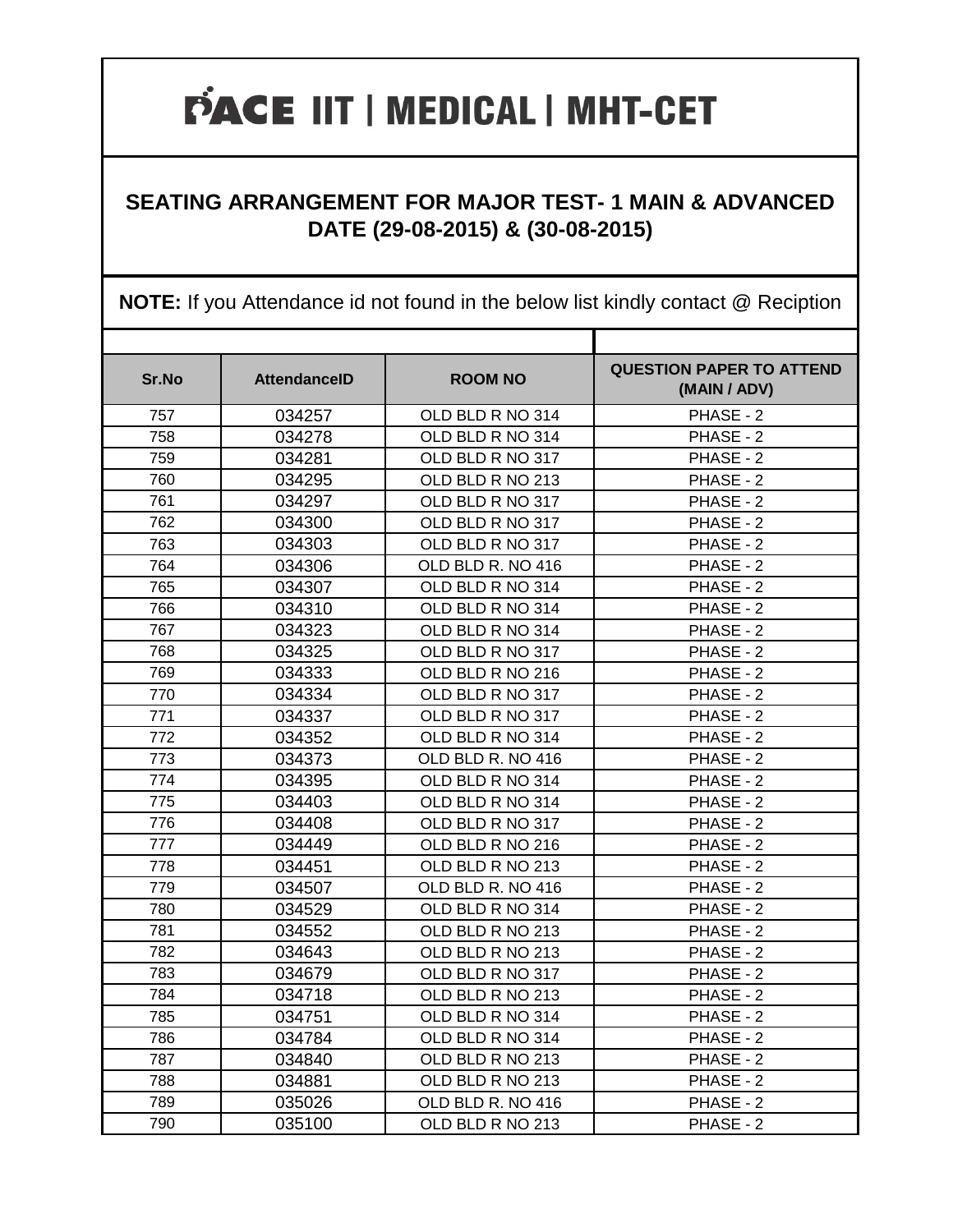# PACE IIT | MEDICAL | MHT-CET

## SEATING ARRANGEMENT FOR MAJOR TEST- 1 MAIN & ADVANCED DATE (29-08-2015) & (30-08-2015)

**NOTE:** If you Attendance id not found in the below list kindly contact @ Reciption

| Sr.No | AttendanceID | ROOM NO | QUESTION PAPER TO ATTEND (MAIN / ADV) |
|---|---|---|---|
| 757 | 034257 | OLD BLD R NO 314 | PHASE - 2 |
| 758 | 034278 | OLD BLD R NO 314 | PHASE - 2 |
| 759 | 034281 | OLD BLD R NO 317 | PHASE - 2 |
| 760 | 034295 | OLD BLD R NO 213 | PHASE - 2 |
| 761 | 034297 | OLD BLD R NO 317 | PHASE - 2 |
| 762 | 034300 | OLD BLD R NO 317 | PHASE - 2 |
| 763 | 034303 | OLD BLD R NO 317 | PHASE - 2 |
| 764 | 034306 | OLD BLD R. NO 416 | PHASE - 2 |
| 765 | 034307 | OLD BLD R NO 314 | PHASE - 2 |
| 766 | 034310 | OLD BLD R NO 314 | PHASE - 2 |
| 767 | 034323 | OLD BLD R NO 314 | PHASE - 2 |
| 768 | 034325 | OLD BLD R NO 317 | PHASE - 2 |
| 769 | 034333 | OLD BLD R NO 216 | PHASE - 2 |
| 770 | 034334 | OLD BLD R NO 317 | PHASE - 2 |
| 771 | 034337 | OLD BLD R NO 317 | PHASE - 2 |
| 772 | 034352 | OLD BLD R NO 314 | PHASE - 2 |
| 773 | 034373 | OLD BLD R. NO 416 | PHASE - 2 |
| 774 | 034395 | OLD BLD R NO 314 | PHASE - 2 |
| 775 | 034403 | OLD BLD R NO 314 | PHASE - 2 |
| 776 | 034408 | OLD BLD R NO 317 | PHASE - 2 |
| 777 | 034449 | OLD BLD R NO 216 | PHASE - 2 |
| 778 | 034451 | OLD BLD R NO 213 | PHASE - 2 |
| 779 | 034507 | OLD BLD R. NO 416 | PHASE - 2 |
| 780 | 034529 | OLD BLD R NO 314 | PHASE - 2 |
| 781 | 034552 | OLD BLD R NO 213 | PHASE - 2 |
| 782 | 034643 | OLD BLD R NO 213 | PHASE - 2 |
| 783 | 034679 | OLD BLD R NO 317 | PHASE - 2 |
| 784 | 034718 | OLD BLD R NO 213 | PHASE - 2 |
| 785 | 034751 | OLD BLD R NO 314 | PHASE - 2 |
| 786 | 034784 | OLD BLD R NO 314 | PHASE - 2 |
| 787 | 034840 | OLD BLD R NO 213 | PHASE - 2 |
| 788 | 034881 | OLD BLD R NO 213 | PHASE - 2 |
| 789 | 035026 | OLD BLD R. NO 416 | PHASE - 2 |
| 790 | 035100 | OLD BLD R NO 213 | PHASE - 2 |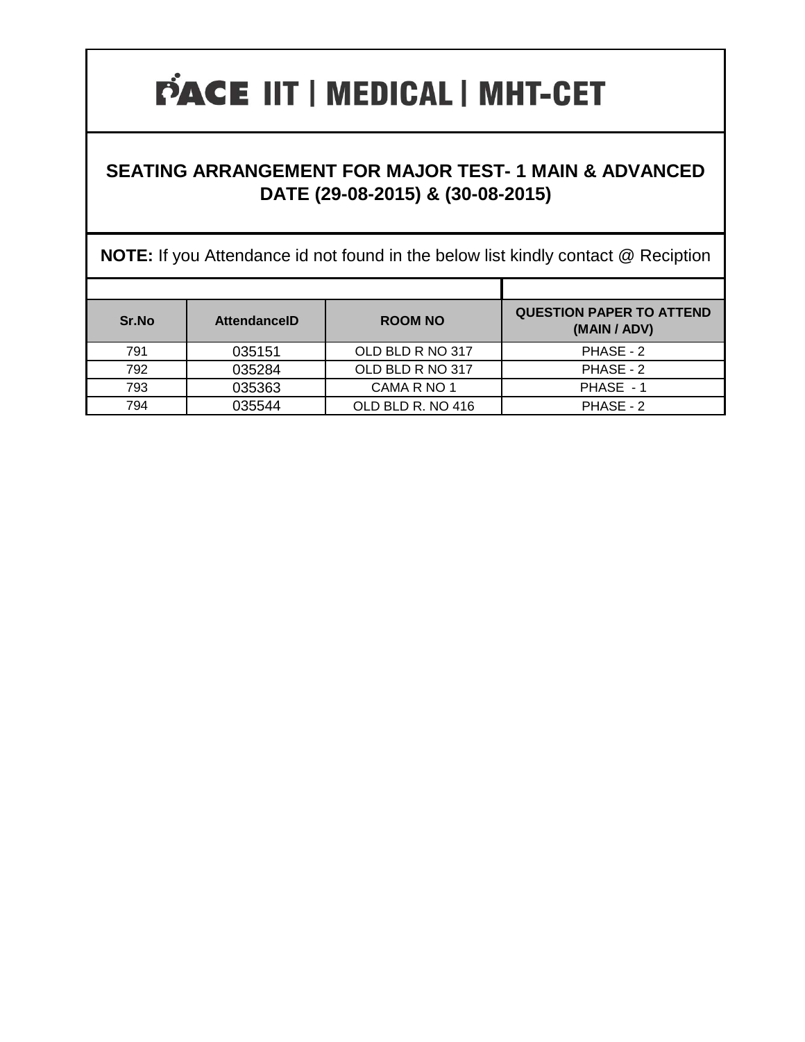# PACE IIT | MEDICAL | MHT-CET

## SEATING ARRANGEMENT FOR MAJOR TEST- 1 MAIN & ADVANCED DATE (29-08-2015) & (30-08-2015)

**NOTE:** If you Attendance id not found in the below list kindly contact @ Reciption

| Sr.No | AttendanceID | ROOM NO | QUESTION PAPER TO ATTEND (MAIN / ADV) |
|---|---|---|---|
| 791 | 035151 | OLD BLD R NO 317 | PHASE - 2 |
| 792 | 035284 | OLD BLD R NO 317 | PHASE - 2 |
| 793 | 035363 | CAMA R NO 1 | PHASE - 1 |
| 794 | 035544 | OLD BLD R. NO 416 | PHASE - 2 |